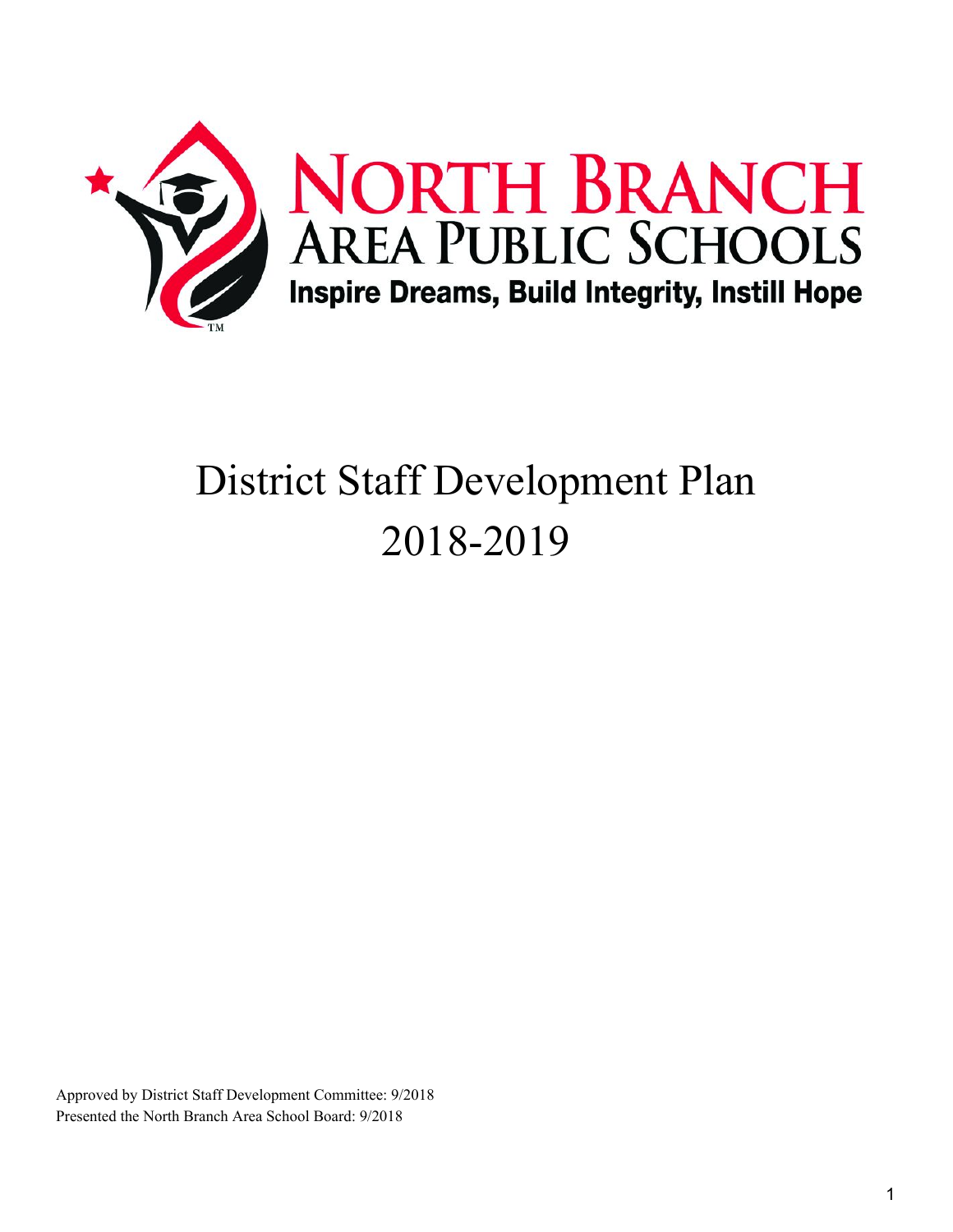# North Branch Area Public Schools

**Inspire Dreams, Build Integrity, Instill Hope**

# District Staff Development Plan 2018-2019

Approved by District Staff Development Committee: 9/2018

Presented the North Branch Area School Board: 9/2018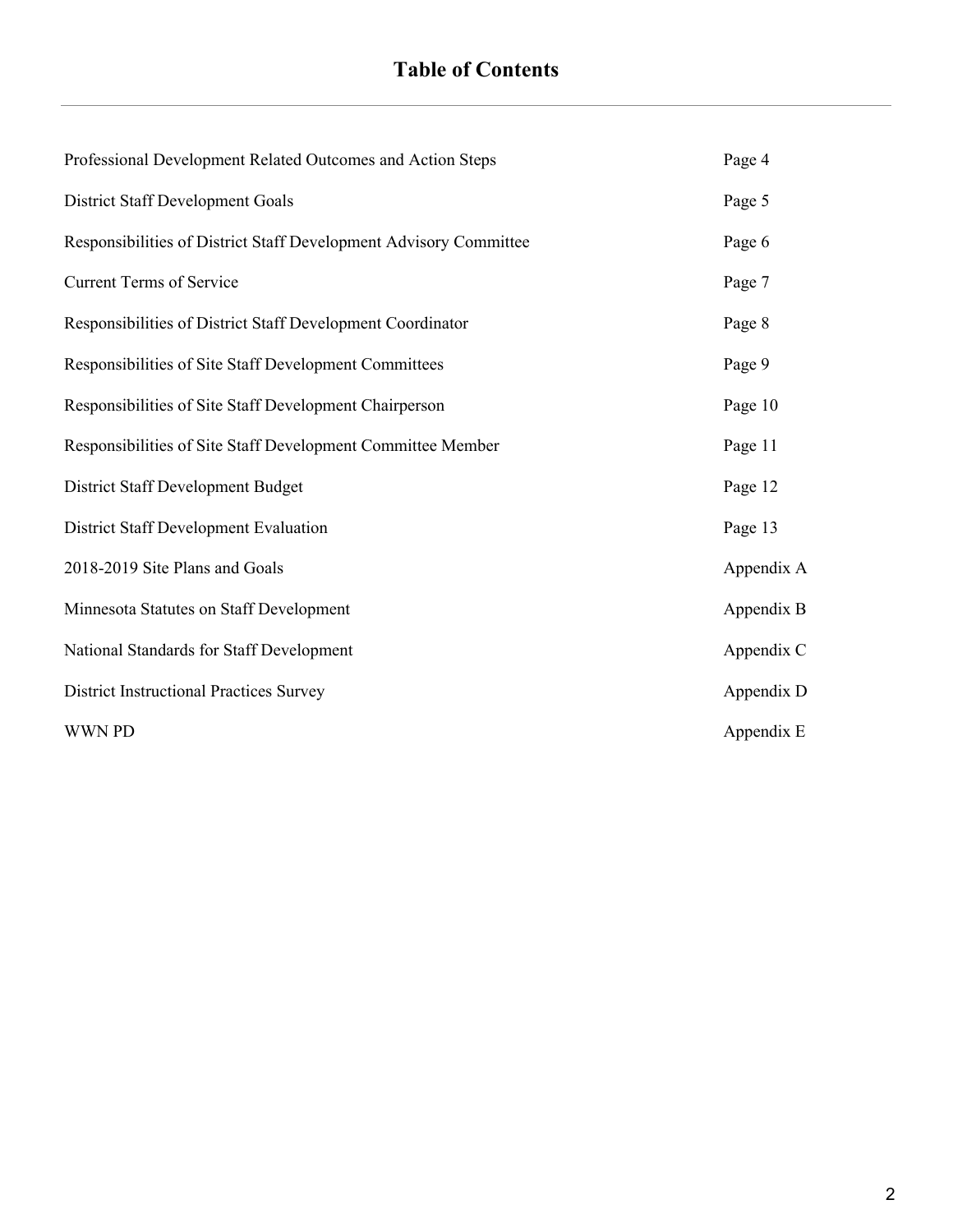# Table of Contents

| | |
|---|---|
| Professional Development Related Outcomes and Action Steps | Page 4 |
| District Staff Development Goals | Page 5 |
| Responsibilities of District Staff Development Advisory Committee | Page 6 |
| Current Terms of Service | Page 7 |
| Responsibilities of District Staff Development Coordinator | Page 8 |
| Responsibilities of Site Staff Development Committees | Page 9 |
| Responsibilities of Site Staff Development Chairperson | Page 10 |
| Responsibilities of Site Staff Development Committee Member | Page 11 |
| District Staff Development Budget | Page 12 |
| District Staff Development Evaluation | Page 13 |
| 2018-2019 Site Plans and Goals | Appendix A |
| Minnesota Statutes on Staff Development | Appendix B |
| National Standards for Staff Development | Appendix C |
| District Instructional Practices Survey | Appendix D |
| WWN PD | Appendix E |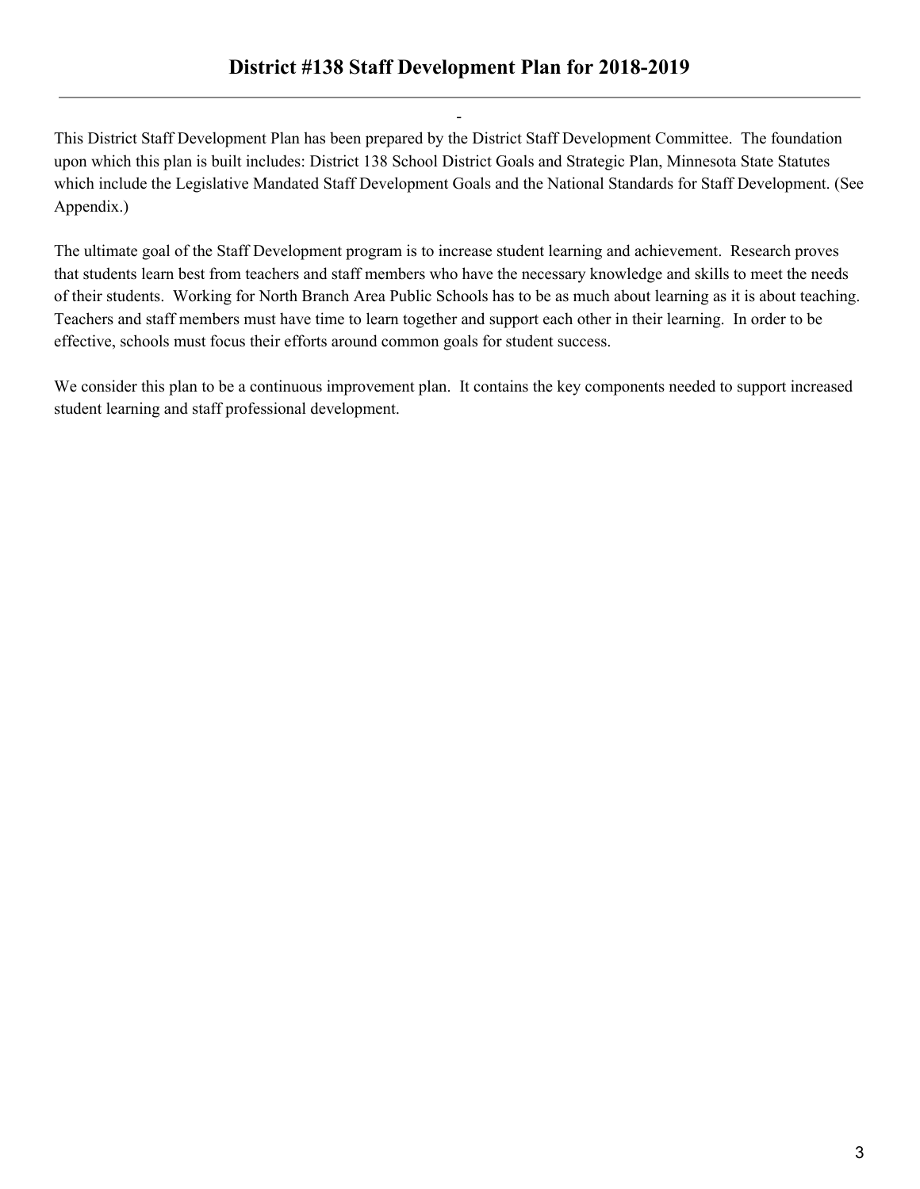# District #138 Staff Development Plan for 2018-2019

-

This District Staff Development Plan has been prepared by the District Staff Development Committee. The foundation upon which this plan is built includes: District 138 School District Goals and Strategic Plan, Minnesota State Statutes which include the Legislative Mandated Staff Development Goals and the National Standards for Staff Development. (See Appendix.)

The ultimate goal of the Staff Development program is to increase student learning and achievement. Research proves that students learn best from teachers and staff members who have the necessary knowledge and skills to meet the needs of their students. Working for North Branch Area Public Schools has to be as much about learning as it is about teaching. Teachers and staff members must have time to learn together and support each other in their learning. In order to be effective, schools must focus their efforts around common goals for student success.

We consider this plan to be a continuous improvement plan. It contains the key components needed to support increased student learning and staff professional development.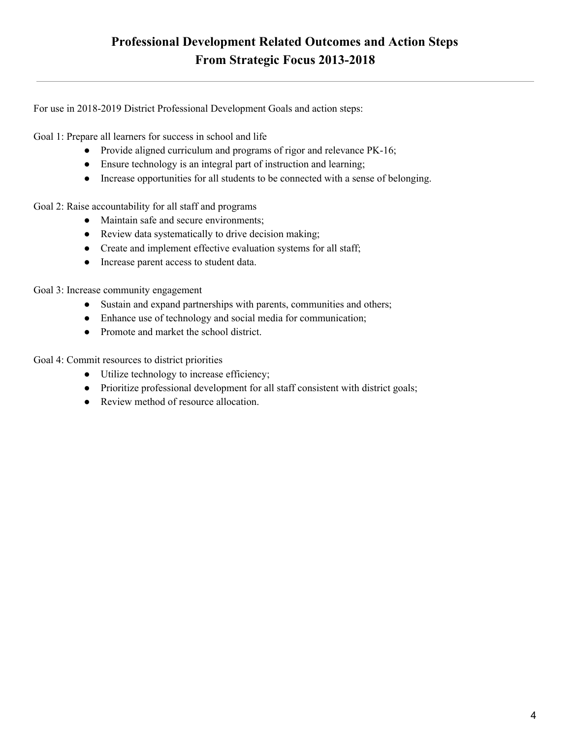# Professional Development Related Outcomes and Action Steps From Strategic Focus 2013-2018

---

For use in 2018-2019 District Professional Development Goals and action steps:

Goal 1: Prepare all learners for success in school and life

- Provide aligned curriculum and programs of rigor and relevance PK-16;
- Ensure technology is an integral part of instruction and learning;
- Increase opportunities for all students to be connected with a sense of belonging.

Goal 2: Raise accountability for all staff and programs

- Maintain safe and secure environments;
- Review data systematically to drive decision making;
- Create and implement effective evaluation systems for all staff;
- Increase parent access to student data.

Goal 3: Increase community engagement

- Sustain and expand partnerships with parents, communities and others;
- Enhance use of technology and social media for communication;
- Promote and market the school district.

Goal 4: Commit resources to district priorities

- Utilize technology to increase efficiency;
- Prioritize professional development for all staff consistent with district goals;
- Review method of resource allocation.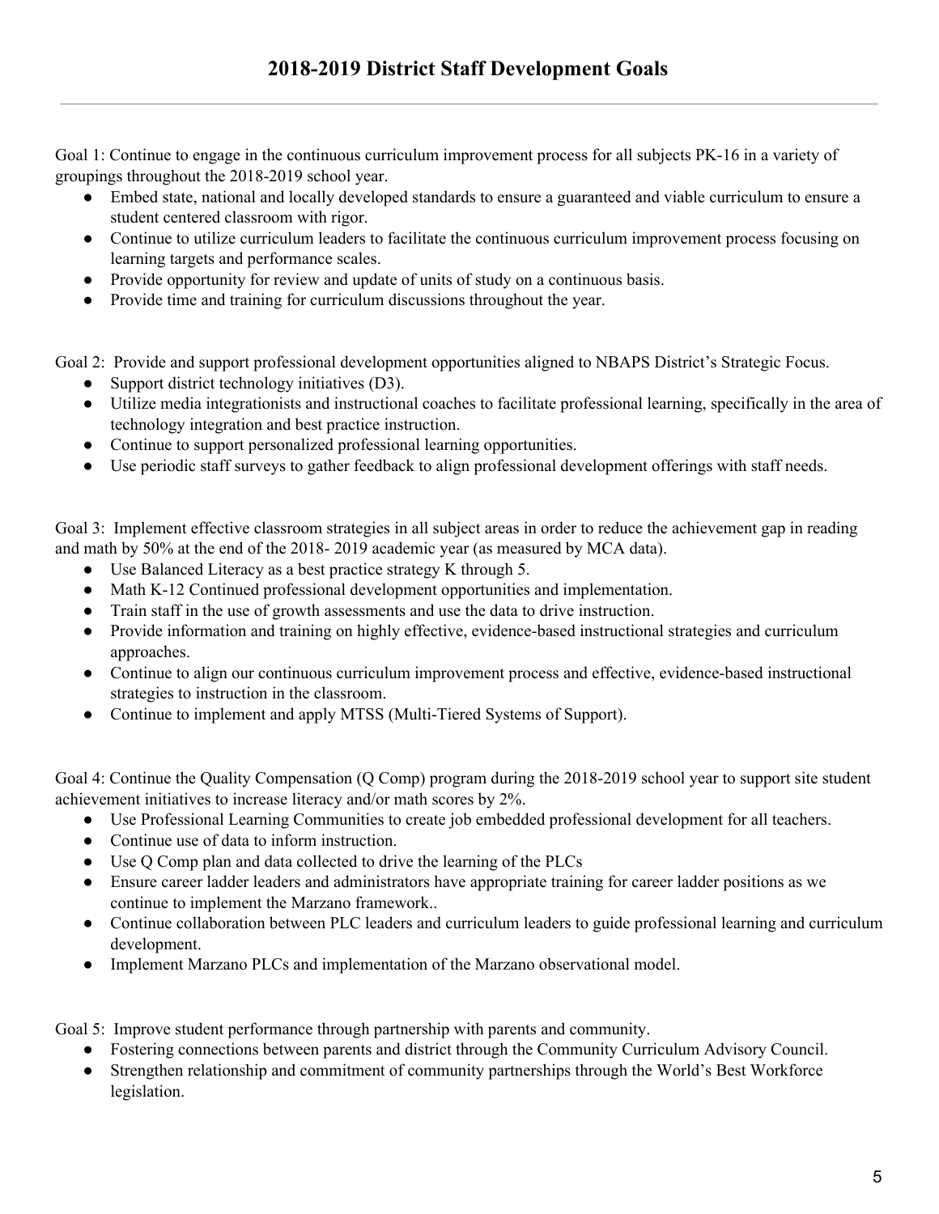## 2018-2019 District Staff Development Goals

Goal 1: Continue to engage in the continuous curriculum improvement process for all subjects PK-16 in a variety of groupings throughout the 2018-2019 school year.

- Embed state, national and locally developed standards to ensure a guaranteed and viable curriculum to ensure a student centered classroom with rigor.
- Continue to utilize curriculum leaders to facilitate the continuous curriculum improvement process focusing on learning targets and performance scales.
- Provide opportunity for review and update of units of study on a continuous basis.
- Provide time and training for curriculum discussions throughout the year.

Goal 2: Provide and support professional development opportunities aligned to NBAPS District's Strategic Focus.

- Support district technology initiatives (D3).
- Utilize media integrationists and instructional coaches to facilitate professional learning, specifically in the area of technology integration and best practice instruction.
- Continue to support personalized professional learning opportunities.
- Use periodic staff surveys to gather feedback to align professional development offerings with staff needs.

Goal 3: Implement effective classroom strategies in all subject areas in order to reduce the achievement gap in reading and math by 50% at the end of the 2018- 2019 academic year (as measured by MCA data).

- Use Balanced Literacy as a best practice strategy K through 5.
- Math K-12 Continued professional development opportunities and implementation.
- Train staff in the use of growth assessments and use the data to drive instruction.
- Provide information and training on highly effective, evidence-based instructional strategies and curriculum approaches.
- Continue to align our continuous curriculum improvement process and effective, evidence-based instructional strategies to instruction in the classroom.
- Continue to implement and apply MTSS (Multi-Tiered Systems of Support).

Goal 4: Continue the Quality Compensation (Q Comp) program during the 2018-2019 school year to support site student achievement initiatives to increase literacy and/or math scores by 2%.

- Use Professional Learning Communities to create job embedded professional development for all teachers.
- Continue use of data to inform instruction.
- Use Q Comp plan and data collected to drive the learning of the PLCs
- Ensure career ladder leaders and administrators have appropriate training for career ladder positions as we continue to implement the Marzano framework..
- Continue collaboration between PLC leaders and curriculum leaders to guide professional learning and curriculum development.
- Implement Marzano PLCs and implementation of the Marzano observational model.

Goal 5: Improve student performance through partnership with parents and community.

- Fostering connections between parents and district through the Community Curriculum Advisory Council.
- Strengthen relationship and commitment of community partnerships through the World's Best Workforce legislation.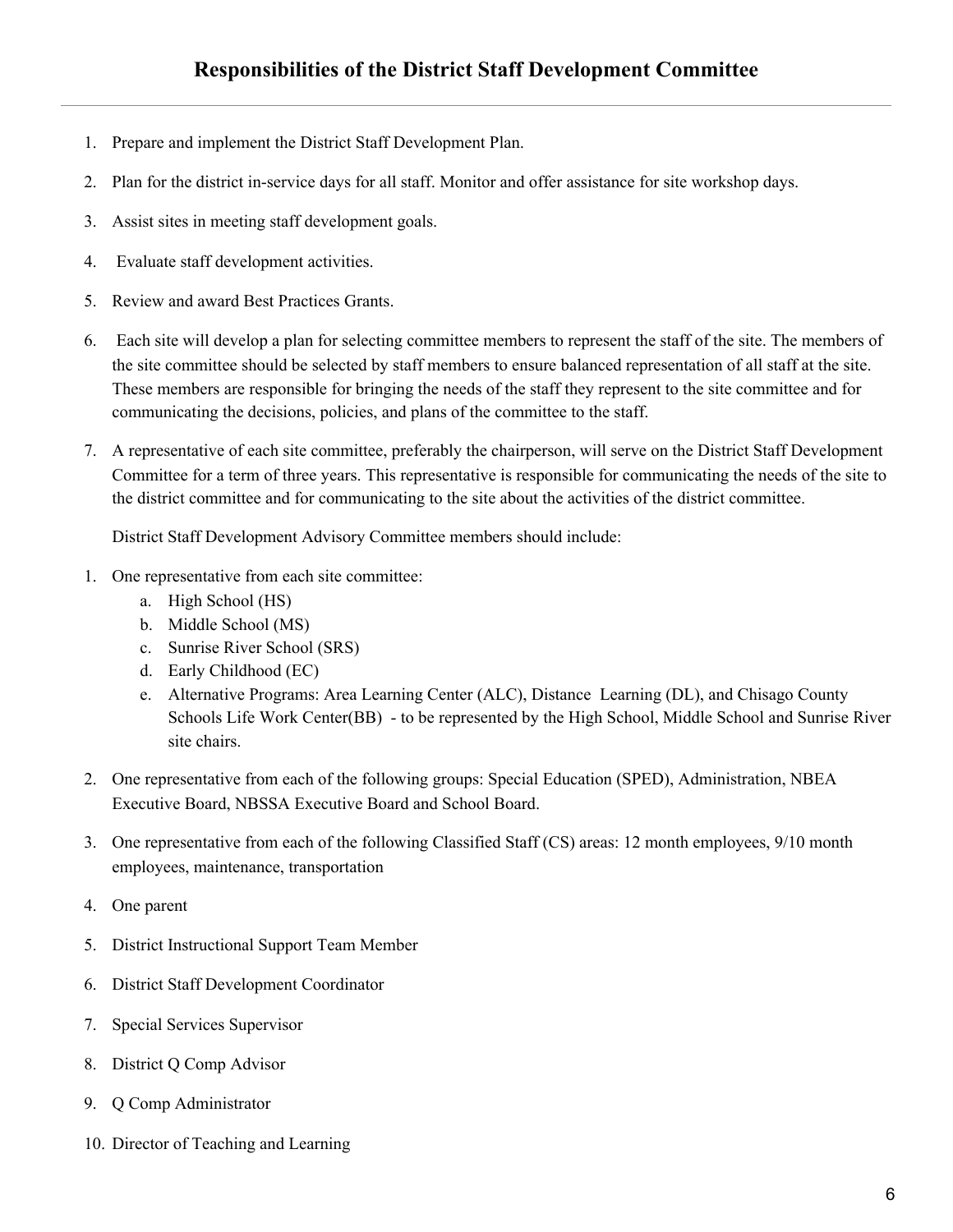## Responsibilities of the District Staff Development Committee

1. Prepare and implement the District Staff Development Plan.
2. Plan for the district in-service days for all staff. Monitor and offer assistance for site workshop days.
3. Assist sites in meeting staff development goals.
4. Evaluate staff development activities.
5. Review and award Best Practices Grants.
6. Each site will develop a plan for selecting committee members to represent the staff of the site. The members of the site committee should be selected by staff members to ensure balanced representation of all staff at the site. These members are responsible for bringing the needs of the staff they represent to the site committee and for communicating the decisions, policies, and plans of the committee to the staff.
7. A representative of each site committee, preferably the chairperson, will serve on the District Staff Development Committee for a term of three years. This representative is responsible for communicating the needs of the site to the district committee and for communicating to the site about the activities of the district committee.

District Staff Development Advisory Committee members should include:

1. One representative from each site committee:
   a. High School (HS)
   b. Middle School (MS)
   c. Sunrise River School (SRS)
   d. Early Childhood (EC)
   e. Alternative Programs: Area Learning Center (ALC), Distance Learning (DL), and Chisago County Schools Life Work Center(BB) - to be represented by the High School, Middle School and Sunrise River site chairs.
2. One representative from each of the following groups: Special Education (SPED), Administration, NBEA Executive Board, NBSSA Executive Board and School Board.
3. One representative from each of the following Classified Staff (CS) areas: 12 month employees, 9/10 month employees, maintenance, transportation
4. One parent
5. District Instructional Support Team Member
6. District Staff Development Coordinator
7. Special Services Supervisor
8. District Q Comp Advisor
9. Q Comp Administrator
10. Director of Teaching and Learning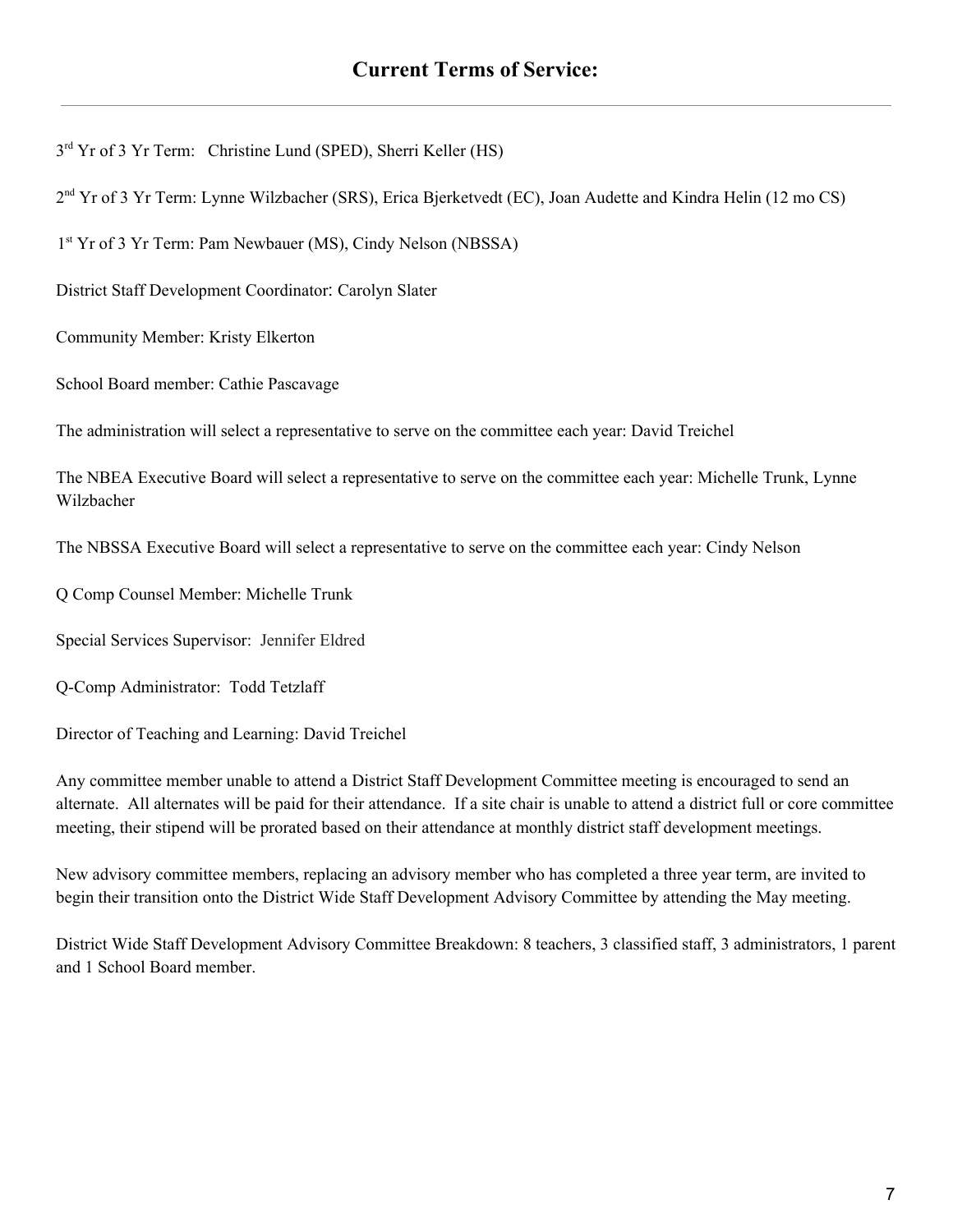## Current Terms of Service:

---

3rd Yr of 3 Yr Term: Christine Lund (SPED), Sherri Keller (HS)

2nd Yr of 3 Yr Term: Lynne Wilzbacher (SRS), Erica Bjerketvedt (EC), Joan Audette and Kindra Helin (12 mo CS)

1st Yr of 3 Yr Term: Pam Newbauer (MS), Cindy Nelson (NBSSA)

District Staff Development Coordinator: Carolyn Slater

Community Member: Kristy Elkerton

School Board member: Cathie Pascavage

The administration will select a representative to serve on the committee each year: David Treichel

The NBEA Executive Board will select a representative to serve on the committee each year: Michelle Trunk, Lynne Wilzbacher

The NBSSA Executive Board will select a representative to serve on the committee each year: Cindy Nelson

Q Comp Counsel Member: Michelle Trunk

Special Services Supervisor: Jennifer Eldred

Q-Comp Administrator: Todd Tetzlaff

Director of Teaching and Learning: David Treichel

Any committee member unable to attend a District Staff Development Committee meeting is encouraged to send an alternate. All alternates will be paid for their attendance. If a site chair is unable to attend a district full or core committee meeting, their stipend will be prorated based on their attendance at monthly district staff development meetings.

New advisory committee members, replacing an advisory member who has completed a three year term, are invited to begin their transition onto the District Wide Staff Development Advisory Committee by attending the May meeting.

District Wide Staff Development Advisory Committee Breakdown: 8 teachers, 3 classified staff, 3 administrators, 1 parent and 1 School Board member.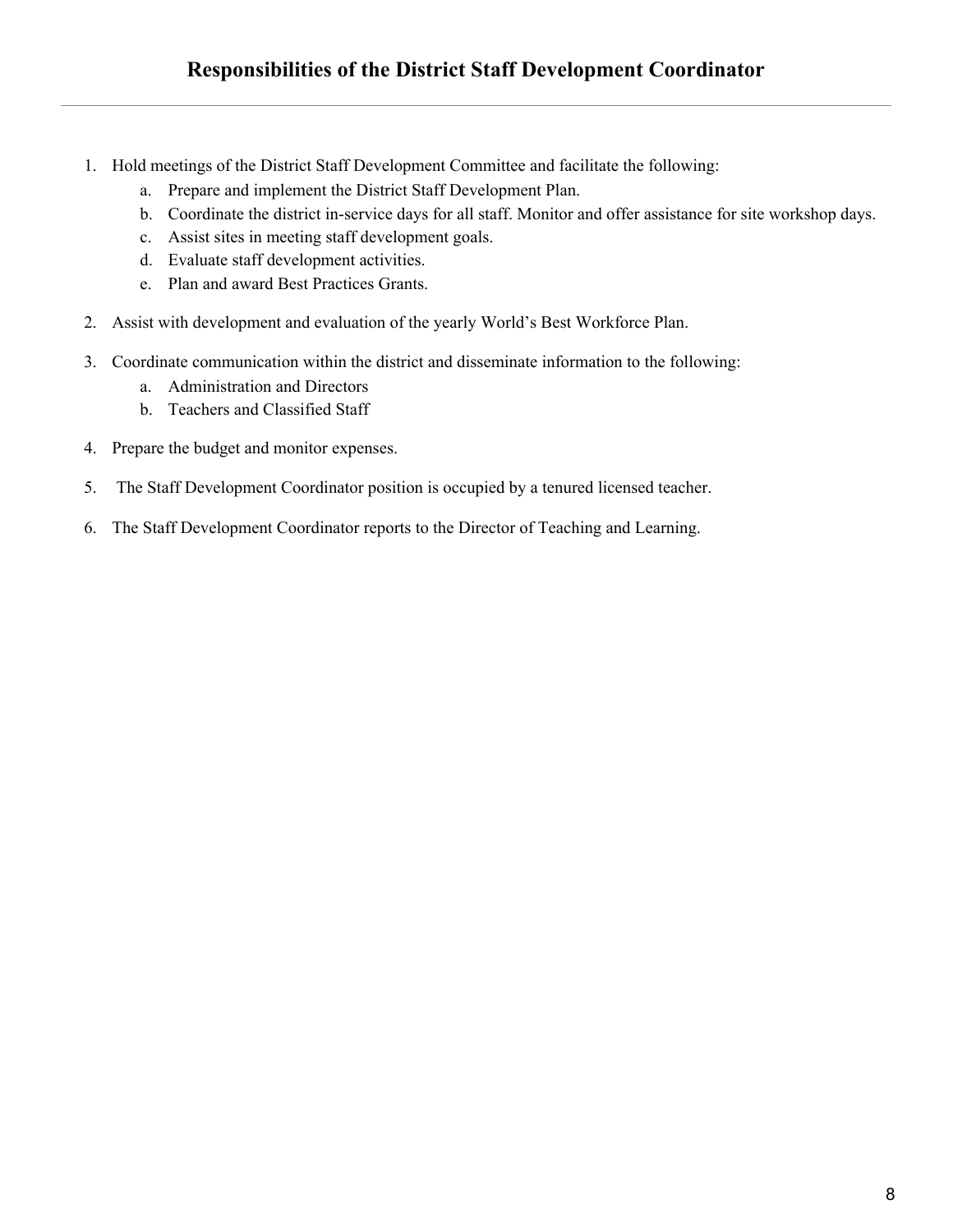# Responsibilities of the District Staff Development Coordinator

1. Hold meetings of the District Staff Development Committee and facilitate the following:
    a. Prepare and implement the District Staff Development Plan.
    b. Coordinate the district in-service days for all staff. Monitor and offer assistance for site workshop days.
    c. Assist sites in meeting staff development goals.
    d. Evaluate staff development activities.
    e. Plan and award Best Practices Grants.

2. Assist with development and evaluation of the yearly World's Best Workforce Plan.

3. Coordinate communication within the district and disseminate information to the following:
    a. Administration and Directors
    b. Teachers and Classified Staff

4. Prepare the budget and monitor expenses.

5. The Staff Development Coordinator position is occupied by a tenured licensed teacher.

6. The Staff Development Coordinator reports to the Director of Teaching and Learning.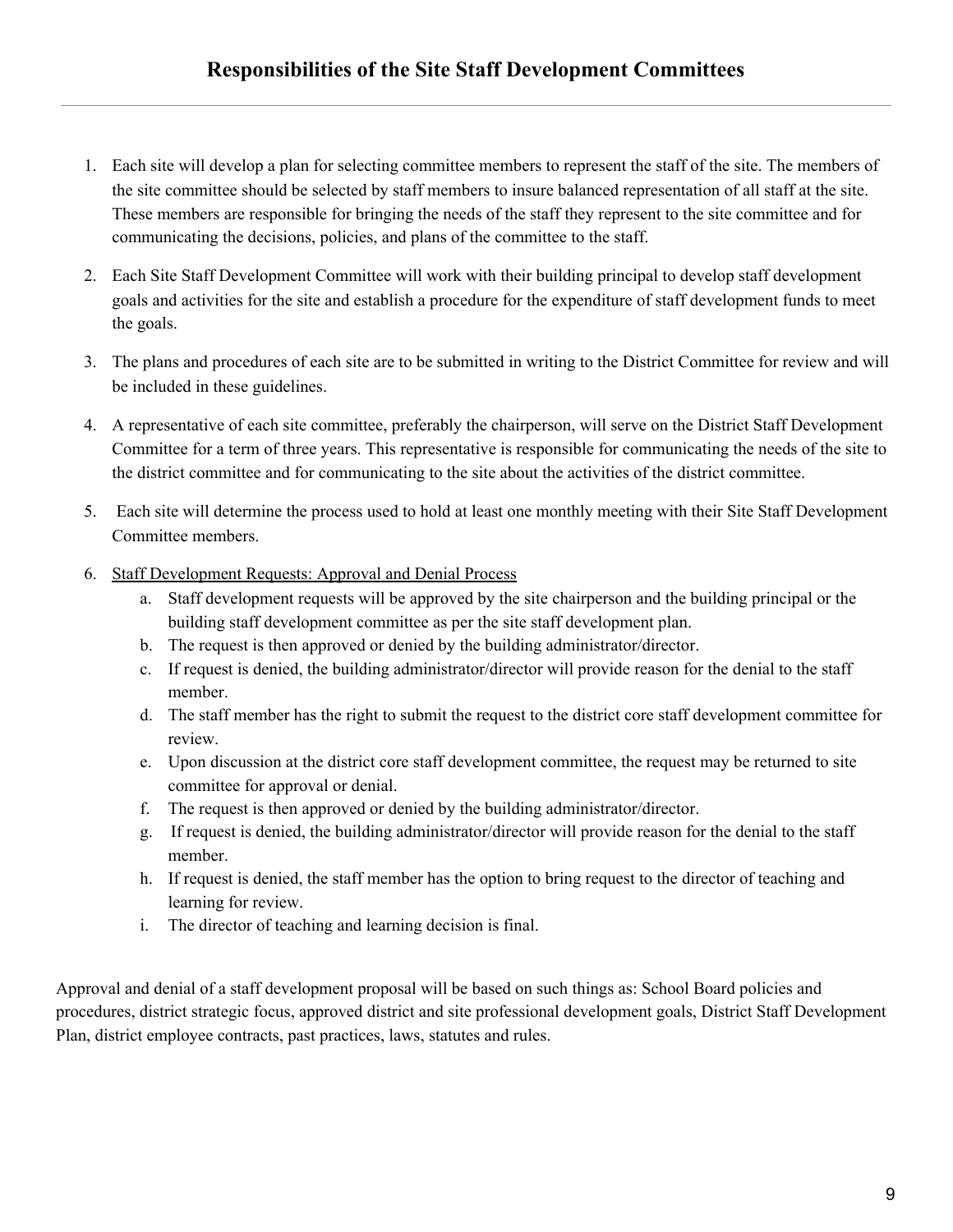## Responsibilities of the Site Staff Development Committees

1. Each site will develop a plan for selecting committee members to represent the staff of the site. The members of the site committee should be selected by staff members to insure balanced representation of all staff at the site. These members are responsible for bringing the needs of the staff they represent to the site committee and for communicating the decisions, policies, and plans of the committee to the staff.
2. Each Site Staff Development Committee will work with their building principal to develop staff development goals and activities for the site and establish a procedure for the expenditure of staff development funds to meet the goals.
3. The plans and procedures of each site are to be submitted in writing to the District Committee for review and will be included in these guidelines.
4. A representative of each site committee, preferably the chairperson, will serve on the District Staff Development Committee for a term of three years. This representative is responsible for communicating the needs of the site to the district committee and for communicating to the site about the activities of the district committee.
5. Each site will determine the process used to hold at least one monthly meeting with their Site Staff Development Committee members.
6. <u>Staff Development Requests: Approval and Denial Process</u>
   a. Staff development requests will be approved by the site chairperson and the building principal or the building staff development committee as per the site staff development plan.
   b. The request is then approved or denied by the building administrator/director.
   c. If request is denied, the building administrator/director will provide reason for the denial to the staff member.
   d. The staff member has the right to submit the request to the district core staff development committee for review.
   e. Upon discussion at the district core staff development committee, the request may be returned to site committee for approval or denial.
   f. The request is then approved or denied by the building administrator/director.
   g. If request is denied, the building administrator/director will provide reason for the denial to the staff member.
   h. If request is denied, the staff member has the option to bring request to the director of teaching and learning for review.
   i. The director of teaching and learning decision is final.

Approval and denial of a staff development proposal will be based on such things as: School Board policies and procedures, district strategic focus, approved district and site professional development goals, District Staff Development Plan, district employee contracts, past practices, laws, statutes and rules.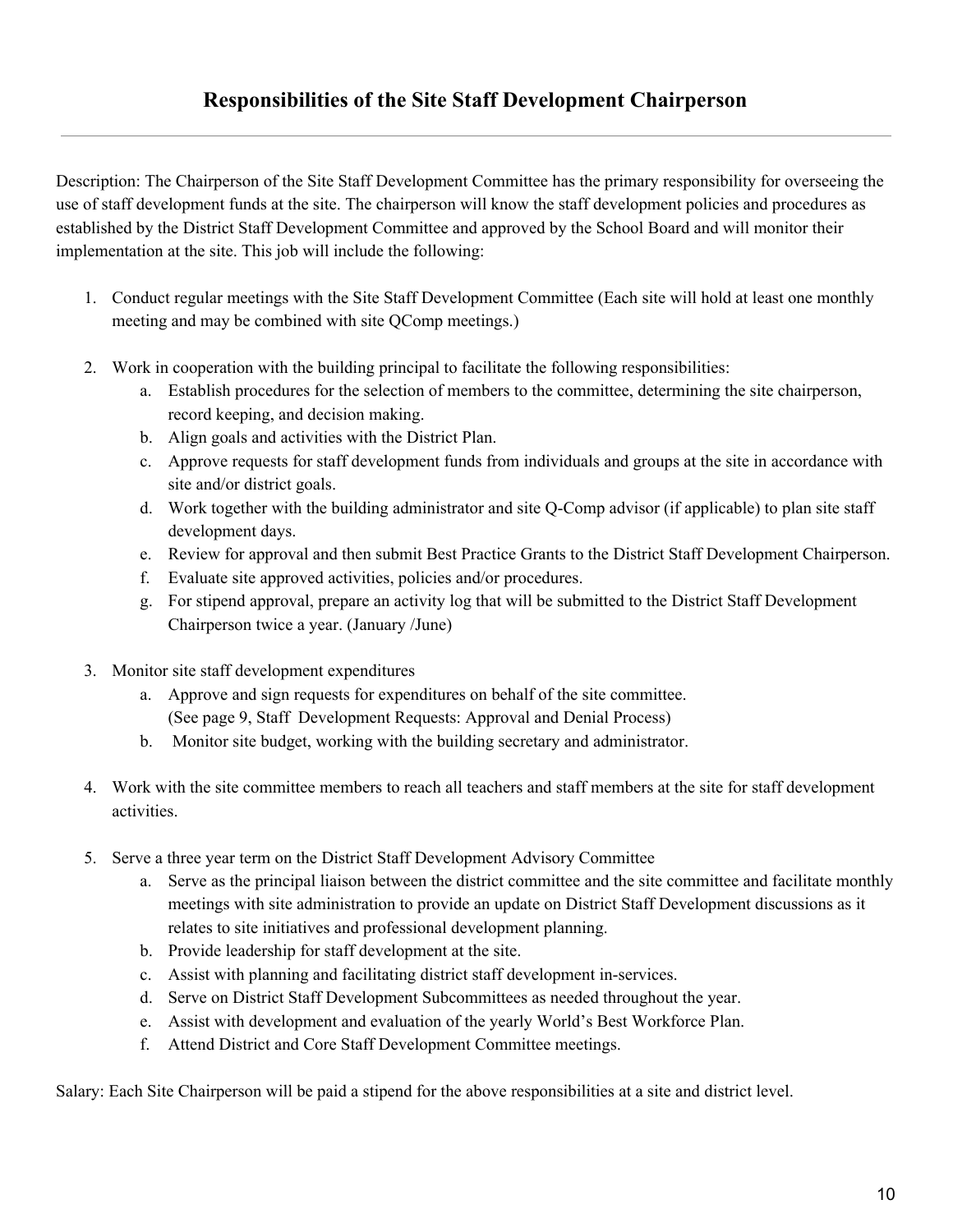## Responsibilities of the Site Staff Development Chairperson

---

Description: The Chairperson of the Site Staff Development Committee has the primary responsibility for overseeing the use of staff development funds at the site. The chairperson will know the staff development policies and procedures as established by the District Staff Development Committee and approved by the School Board and will monitor their implementation at the site. This job will include the following:

1. Conduct regular meetings with the Site Staff Development Committee (Each site will hold at least one monthly meeting and may be combined with site QComp meetings.)

2. Work in cooperation with the building principal to facilitate the following responsibilities:
   a. Establish procedures for the selection of members to the committee, determining the site chairperson, record keeping, and decision making.
   b. Align goals and activities with the District Plan.
   c. Approve requests for staff development funds from individuals and groups at the site in accordance with site and/or district goals.
   d. Work together with the building administrator and site Q-Comp advisor (if applicable) to plan site staff development days.
   e. Review for approval and then submit Best Practice Grants to the District Staff Development Chairperson.
   f. Evaluate site approved activities, policies and/or procedures.
   g. For stipend approval, prepare an activity log that will be submitted to the District Staff Development Chairperson twice a year. (January /June)

3. Monitor site staff development expenditures
   a. Approve and sign requests for expenditures on behalf of the site committee. (See page 9, Staff Development Requests: Approval and Denial Process)
   b. Monitor site budget, working with the building secretary and administrator.

4. Work with the site committee members to reach all teachers and staff members at the site for staff development activities.

5. Serve a three year term on the District Staff Development Advisory Committee
   a. Serve as the principal liaison between the district committee and the site committee and facilitate monthly meetings with site administration to provide an update on District Staff Development discussions as it relates to site initiatives and professional development planning.
   b. Provide leadership for staff development at the site.
   c. Assist with planning and facilitating district staff development in-services.
   d. Serve on District Staff Development Subcommittees as needed throughout the year.
   e. Assist with development and evaluation of the yearly World's Best Workforce Plan.
   f. Attend District and Core Staff Development Committee meetings.

Salary: Each Site Chairperson will be paid a stipend for the above responsibilities at a site and district level.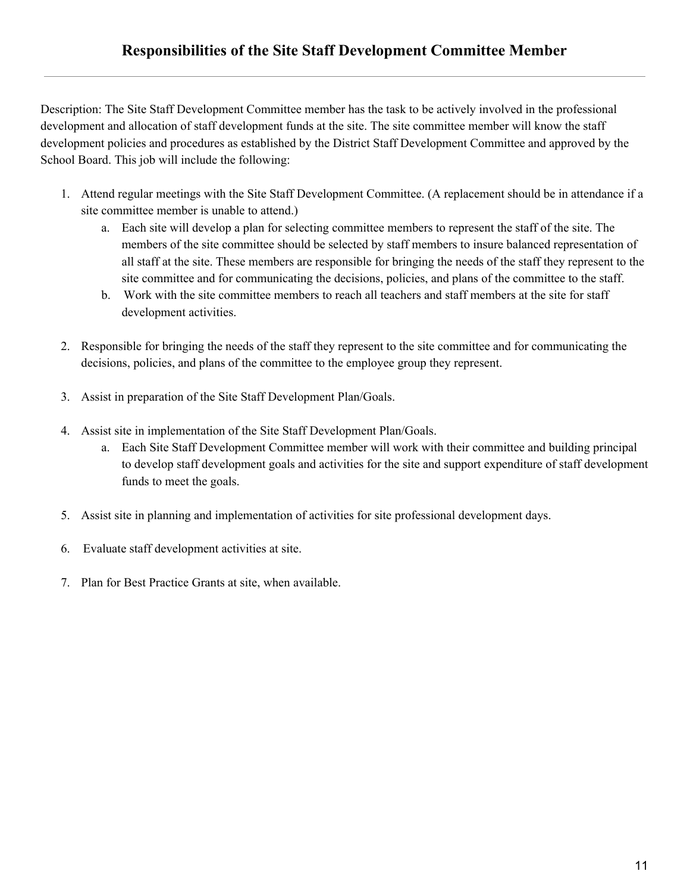# Responsibilities of the Site Staff Development Committee Member

Description: The Site Staff Development Committee member has the task to be actively involved in the professional development and allocation of staff development funds at the site. The site committee member will know the staff development policies and procedures as established by the District Staff Development Committee and approved by the School Board. This job will include the following:

1. Attend regular meetings with the Site Staff Development Committee. (A replacement should be in attendance if a site committee member is unable to attend.)
    a. Each site will develop a plan for selecting committee members to represent the staff of the site. The members of the site committee should be selected by staff members to insure balanced representation of all staff at the site. These members are responsible for bringing the needs of the staff they represent to the site committee and for communicating the decisions, policies, and plans of the committee to the staff.
    b. Work with the site committee members to reach all teachers and staff members at the site for staff development activities.

2. Responsible for bringing the needs of the staff they represent to the site committee and for communicating the decisions, policies, and plans of the committee to the employee group they represent.

3. Assist in preparation of the Site Staff Development Plan/Goals.

4. Assist site in implementation of the Site Staff Development Plan/Goals.
    a. Each Site Staff Development Committee member will work with their committee and building principal to develop staff development goals and activities for the site and support expenditure of staff development funds to meet the goals.

5. Assist site in planning and implementation of activities for site professional development days.

6. Evaluate staff development activities at site.

7. Plan for Best Practice Grants at site, when available.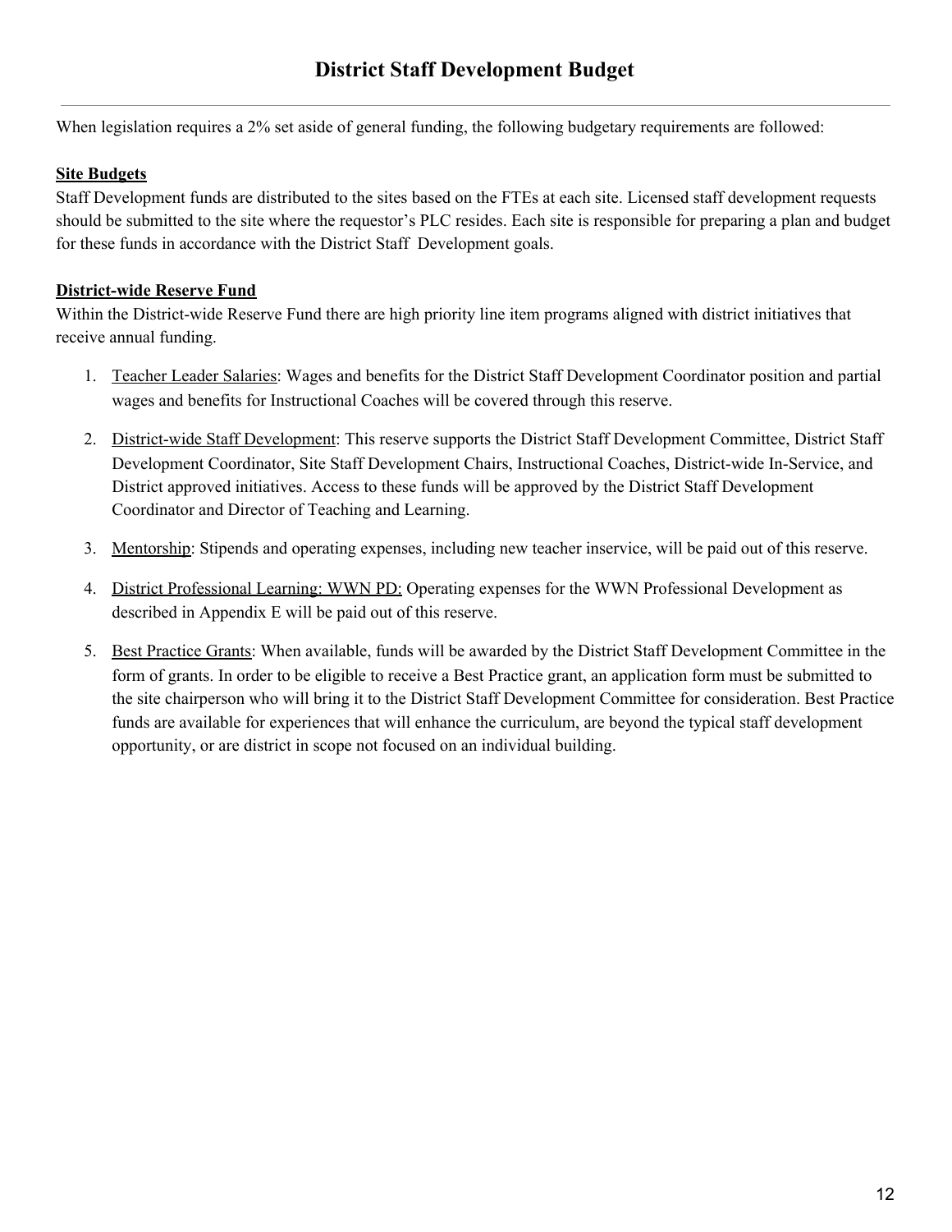# District Staff Development Budget

---

When legislation requires a 2% set aside of general funding, the following budgetary requirements are followed:

**Site Budgets**

Staff Development funds are distributed to the sites based on the FTEs at each site. Licensed staff development requests should be submitted to the site where the requestor's PLC resides. Each site is responsible for preparing a plan and budget for these funds in accordance with the District Staff Development goals.

**District-wide Reserve Fund**

Within the District-wide Reserve Fund there are high priority line item programs aligned with district initiatives that receive annual funding.

1. Teacher Leader Salaries: Wages and benefits for the District Staff Development Coordinator position and partial wages and benefits for Instructional Coaches will be covered through this reserve.
2. District-wide Staff Development: This reserve supports the District Staff Development Committee, District Staff Development Coordinator, Site Staff Development Chairs, Instructional Coaches, District-wide In-Service, and District approved initiatives. Access to these funds will be approved by the District Staff Development Coordinator and Director of Teaching and Learning.
3. Mentorship: Stipends and operating expenses, including new teacher inservice, will be paid out of this reserve.
4. District Professional Learning: WWN PD: Operating expenses for the WWN Professional Development as described in Appendix E will be paid out of this reserve.
5. Best Practice Grants: When available, funds will be awarded by the District Staff Development Committee in the form of grants. In order to be eligible to receive a Best Practice grant, an application form must be submitted to the site chairperson who will bring it to the District Staff Development Committee for consideration. Best Practice funds are available for experiences that will enhance the curriculum, are beyond the typical staff development opportunity, or are district in scope not focused on an individual building.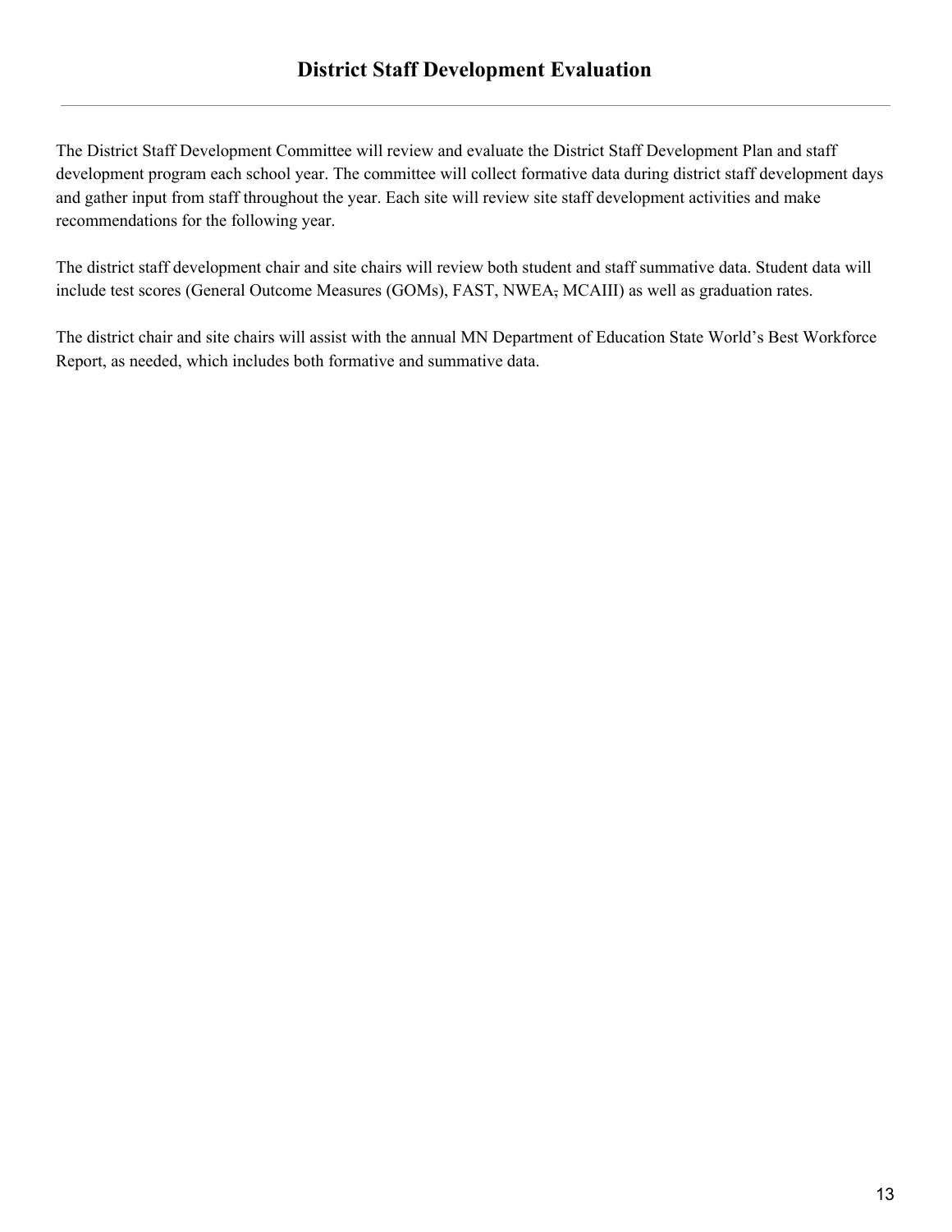# District Staff Development Evaluation

The District Staff Development Committee will review and evaluate the District Staff Development Plan and staff development program each school year. The committee will collect formative data during district staff development days and gather input from staff throughout the year. Each site will review site staff development activities and make recommendations for the following year.

The district staff development chair and site chairs will review both student and staff summative data. Student data will include test scores (General Outcome Measures (GOMs), FAST, NWEA, MCAIII) as well as graduation rates.

The district chair and site chairs will assist with the annual MN Department of Education State World's Best Workforce Report, as needed, which includes both formative and summative data.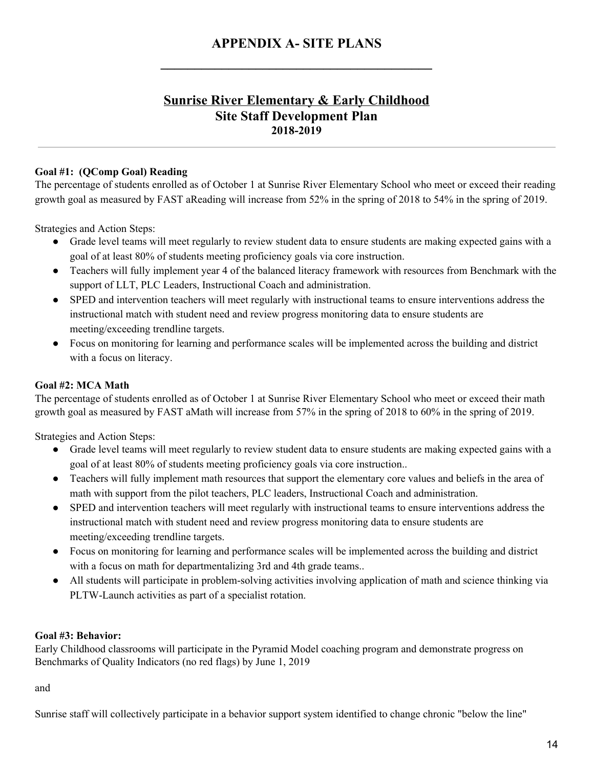# APPENDIX A- SITE PLANS

## Sunrise River Elementary & Early Childhood
## Site Staff Development Plan
### 2018-2019

---

**Goal #1: (QComp Goal) Reading**
The percentage of students enrolled as of October 1 at Sunrise River Elementary School who meet or exceed their reading growth goal as measured by FAST aReading will increase from 52% in the spring of 2018 to 54% in the spring of 2019.

Strategies and Action Steps:

- Grade level teams will meet regularly to review student data to ensure students are making expected gains with a goal of at least 80% of students meeting proficiency goals via core instruction.
- Teachers will fully implement year 4 of the balanced literacy framework with resources from Benchmark with the support of LLT, PLC Leaders, Instructional Coach and administration.
- SPED and intervention teachers will meet regularly with instructional teams to ensure interventions address the instructional match with student need and review progress monitoring data to ensure students are meeting/exceeding trendline targets.
- Focus on monitoring for learning and performance scales will be implemented across the building and district with a focus on literacy.

**Goal #2: MCA Math**
The percentage of students enrolled as of October 1 at Sunrise River Elementary School who meet or exceed their math growth goal as measured by FAST aMath will increase from 57% in the spring of 2018 to 60% in the spring of 2019.

Strategies and Action Steps:

- Grade level teams will meet regularly to review student data to ensure students are making expected gains with a goal of at least 80% of students meeting proficiency goals via core instruction..
- Teachers will fully implement math resources that support the elementary core values and beliefs in the area of math with support from the pilot teachers, PLC leaders, Instructional Coach and administration.
- SPED and intervention teachers will meet regularly with instructional teams to ensure interventions address the instructional match with student need and review progress monitoring data to ensure students are meeting/exceeding trendline targets.
- Focus on monitoring for learning and performance scales will be implemented across the building and district with a focus on math for departmentalizing 3rd and 4th grade teams..
- All students will participate in problem-solving activities involving application of math and science thinking via PLTW-Launch activities as part of a specialist rotation.

**Goal #3: Behavior:**
Early Childhood classrooms will participate in the Pyramid Model coaching program and demonstrate progress on Benchmarks of Quality Indicators (no red flags) by June 1, 2019

and

Sunrise staff will collectively participate in a behavior support system identified to change chronic "below the line"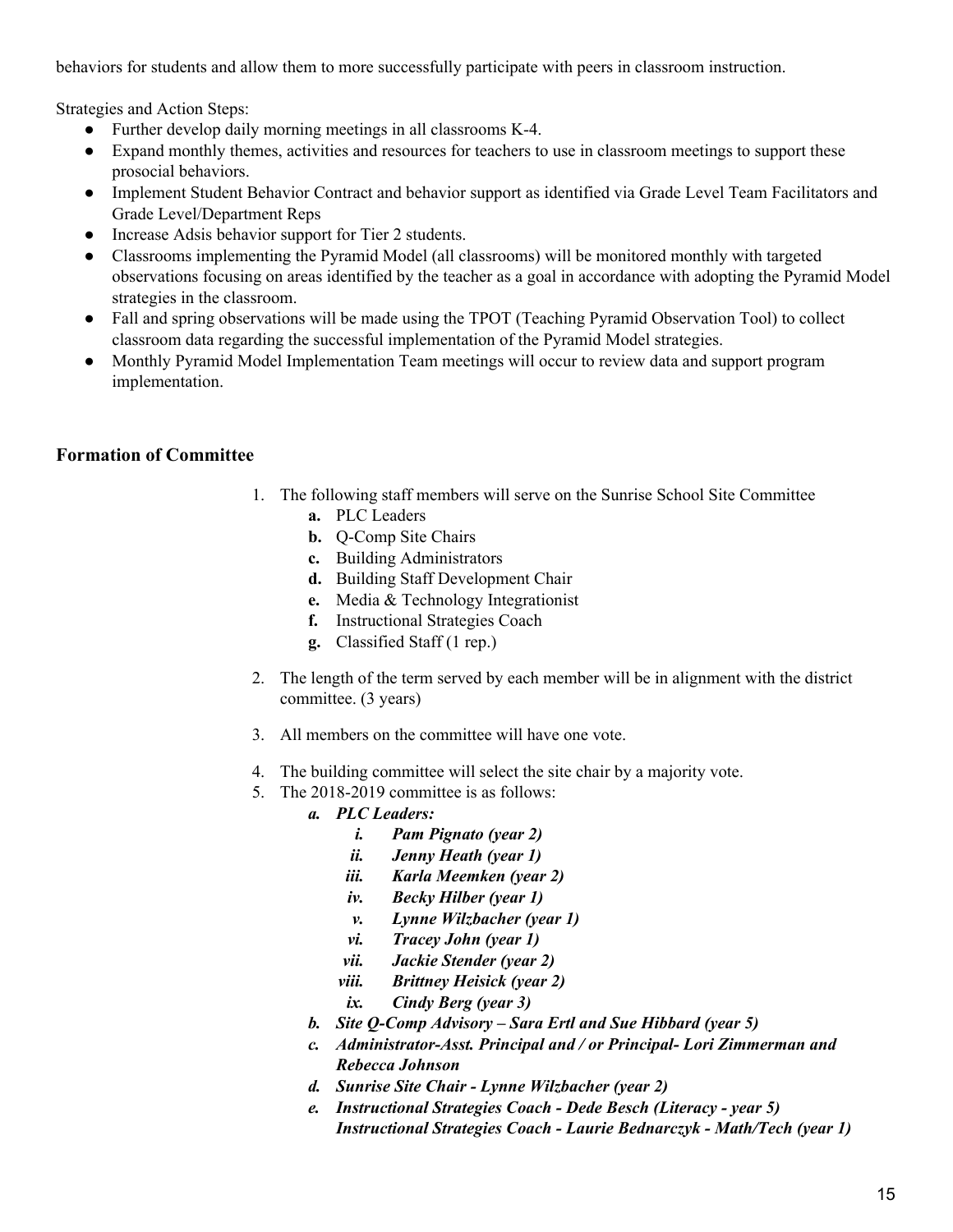behaviors for students and allow them to more successfully participate with peers in classroom instruction.

Strategies and Action Steps:

- Further develop daily morning meetings in all classrooms K-4.
- Expand monthly themes, activities and resources for teachers to use in classroom meetings to support these prosocial behaviors.
- Implement Student Behavior Contract and behavior support as identified via Grade Level Team Facilitators and Grade Level/Department Reps
- Increase Adsis behavior support for Tier 2 students.
- Classrooms implementing the Pyramid Model (all classrooms) will be monitored monthly with targeted observations focusing on areas identified by the teacher as a goal in accordance with adopting the Pyramid Model strategies in the classroom.
- Fall and spring observations will be made using the TPOT (Teaching Pyramid Observation Tool) to collect classroom data regarding the successful implementation of the Pyramid Model strategies.
- Monthly Pyramid Model Implementation Team meetings will occur to review data and support program implementation.

### Formation of Committee

1. The following staff members will serve on the Sunrise School Site Committee
   a. PLC Leaders
   b. Q-Comp Site Chairs
   c. Building Administrators
   d. Building Staff Development Chair
   e. Media & Technology Integrationist
   f. Instructional Strategies Coach
   g. Classified Staff (1 rep.)

2. The length of the term served by each member will be in alignment with the district committee. (3 years)

3. All members on the committee will have one vote.

4. The building committee will select the site chair by a majority vote.

5. The 2018-2019 committee is as follows:
   a. ***PLC Leaders:***
      i. ***Pam Pignato (year 2)***
      ii. ***Jenny Heath (year 1)***
      iii. ***Karla Meemken (year 2)***
      iv. ***Becky Hilber (year 1)***
      v. ***Lynne Wilzbacher (year 1)***
      vi. ***Tracey John (year 1)***
      vii. ***Jackie Stender (year 2)***
      viii. ***Brittney Heisick (year 2)***
      ix. ***Cindy Berg (year 3)***
   b. ***Site Q-Comp Advisory – Sara Ertl and Sue Hibbard (year 5)***
   c. ***Administrator-Asst. Principal and / or Principal- Lori Zimmerman and Rebecca Johnson***
   d. ***Sunrise Site Chair - Lynne Wilzbacher (year 2)***
   e. ***Instructional Strategies Coach - Dede Besch (Literacy - year 5)***
      ***Instructional Strategies Coach - Laurie Bednarczyk - Math/Tech (year 1)***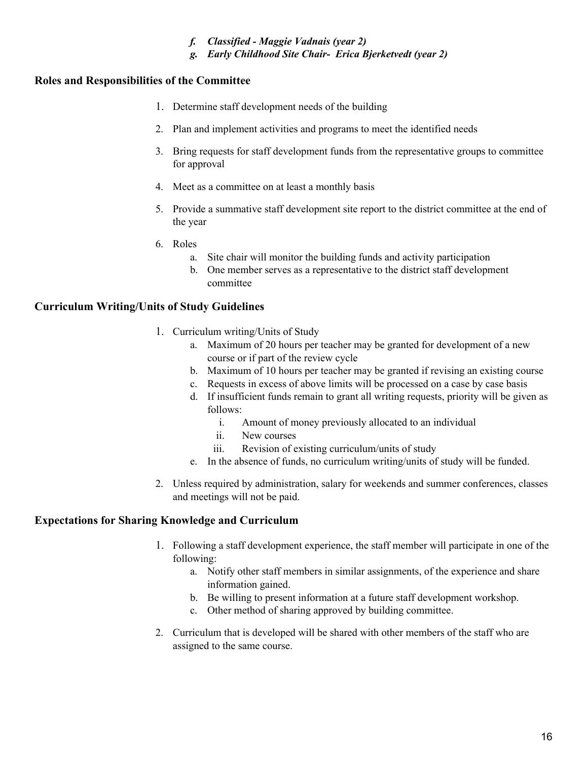*f. Classified - Maggie Vadnais (year 2)*
*g. Early Childhood Site Chair- Erica Bjerketvedt (year 2)*

### Roles and Responsibilities of the Committee

1. Determine staff development needs of the building
2. Plan and implement activities and programs to meet the identified needs
3. Bring requests for staff development funds from the representative groups to committee for approval
4. Meet as a committee on at least a monthly basis
5. Provide a summative staff development site report to the district committee at the end of the year
6. Roles
   a. Site chair will monitor the building funds and activity participation
   b. One member serves as a representative to the district staff development committee

### Curriculum Writing/Units of Study Guidelines

1. Curriculum writing/Units of Study
   a. Maximum of 20 hours per teacher may be granted for development of a new course or if part of the review cycle
   b. Maximum of 10 hours per teacher may be granted if revising an existing course
   c. Requests in excess of above limits will be processed on a case by case basis
   d. If insufficient funds remain to grant all writing requests, priority will be given as follows:
      i. Amount of money previously allocated to an individual
      ii. New courses
      iii. Revision of existing curriculum/units of study
   e. In the absence of funds, no curriculum writing/units of study will be funded.
2. Unless required by administration, salary for weekends and summer conferences, classes and meetings will not be paid.

### Expectations for Sharing Knowledge and Curriculum

1. Following a staff development experience, the staff member will participate in one of the following:
   a. Notify other staff members in similar assignments, of the experience and share information gained.
   b. Be willing to present information at a future staff development workshop.
   c. Other method of sharing approved by building committee.
2. Curriculum that is developed will be shared with other members of the staff who are assigned to the same course.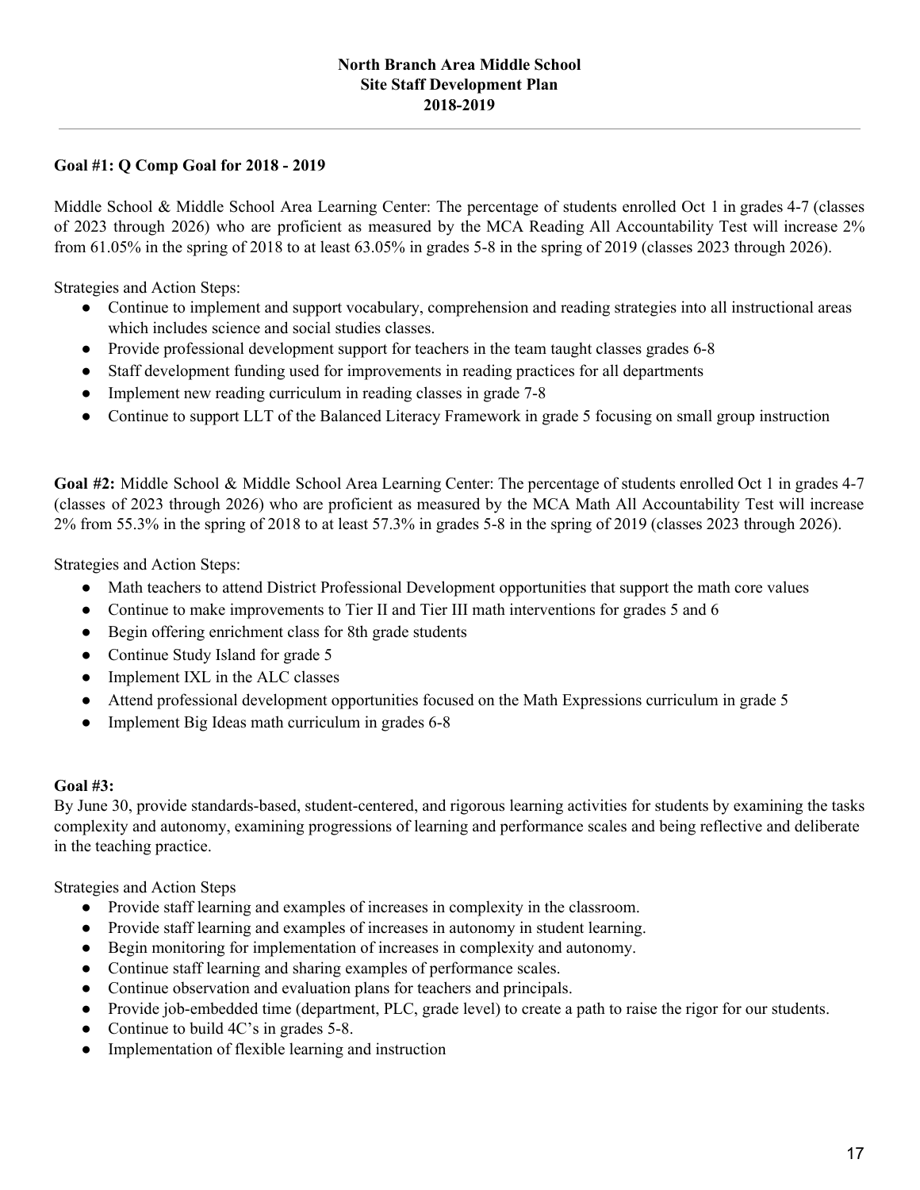**North Branch Area Middle School**
**Site Staff Development Plan**
**2018-2019**

---

**Goal #1: Q Comp Goal for 2018 - 2019**

Middle School & Middle School Area Learning Center: The percentage of students enrolled Oct 1 in grades 4-7 (classes of 2023 through 2026) who are proficient as measured by the MCA Reading All Accountability Test will increase 2% from 61.05% in the spring of 2018 to at least 63.05% in grades 5-8 in the spring of 2019 (classes 2023 through 2026).

Strategies and Action Steps:

- Continue to implement and support vocabulary, comprehension and reading strategies into all instructional areas which includes science and social studies classes.
- Provide professional development support for teachers in the team taught classes grades 6-8
- Staff development funding used for improvements in reading practices for all departments
- Implement new reading curriculum in reading classes in grade 7-8
- Continue to support LLT of the Balanced Literacy Framework in grade 5 focusing on small group instruction

**Goal #2:** Middle School & Middle School Area Learning Center: The percentage of students enrolled Oct 1 in grades 4-7 (classes of 2023 through 2026) who are proficient as measured by the MCA Math All Accountability Test will increase 2% from 55.3% in the spring of 2018 to at least 57.3% in grades 5-8 in the spring of 2019 (classes 2023 through 2026).

Strategies and Action Steps:

- Math teachers to attend District Professional Development opportunities that support the math core values
- Continue to make improvements to Tier II and Tier III math interventions for grades 5 and 6
- Begin offering enrichment class for 8th grade students
- Continue Study Island for grade 5
- Implement IXL in the ALC classes
- Attend professional development opportunities focused on the Math Expressions curriculum in grade 5
- Implement Big Ideas math curriculum in grades 6-8

**Goal #3:**
By June 30, provide standards-based, student-centered, and rigorous learning activities for students by examining the tasks complexity and autonomy, examining progressions of learning and performance scales and being reflective and deliberate in the teaching practice.

Strategies and Action Steps

- Provide staff learning and examples of increases in complexity in the classroom.
- Provide staff learning and examples of increases in autonomy in student learning.
- Begin monitoring for implementation of increases in complexity and autonomy.
- Continue staff learning and sharing examples of performance scales.
- Continue observation and evaluation plans for teachers and principals.
- Provide job-embedded time (department, PLC, grade level) to create a path to raise the rigor for our students.
- Continue to build 4C's in grades 5-8.
- Implementation of flexible learning and instruction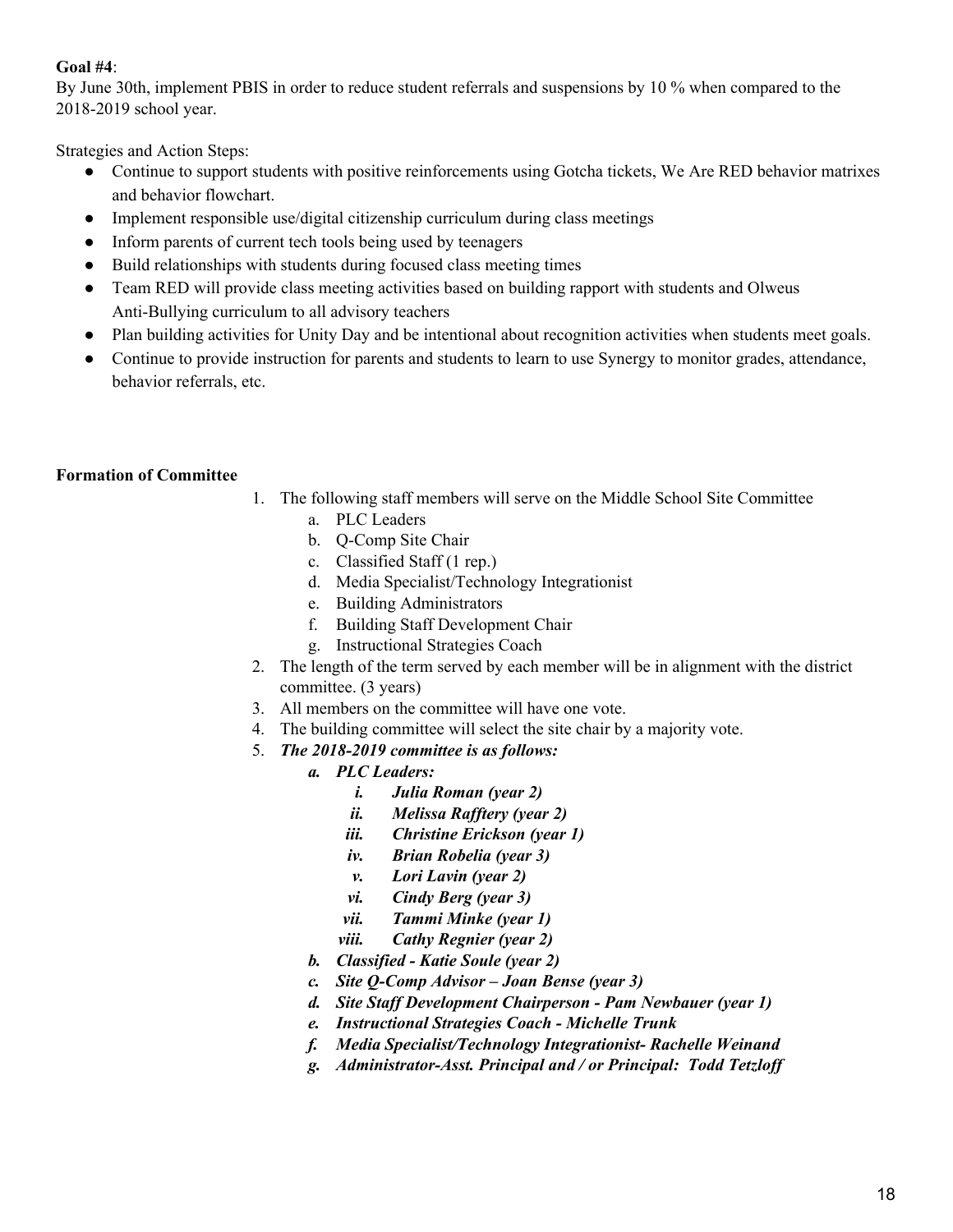**Goal #4**:
By June 30th, implement PBIS in order to reduce student referrals and suspensions by 10 % when compared to the 2018-2019 school year.

Strategies and Action Steps:

- Continue to support students with positive reinforcements using Gotcha tickets, We Are RED behavior matrixes and behavior flowchart.
- Implement responsible use/digital citizenship curriculum during class meetings
- Inform parents of current tech tools being used by teenagers
- Build relationships with students during focused class meeting times
- Team RED will provide class meeting activities based on building rapport with students and Olweus Anti-Bullying curriculum to all advisory teachers
- Plan building activities for Unity Day and be intentional about recognition activities when students meet goals.
- Continue to provide instruction for parents and students to learn to use Synergy to monitor grades, attendance, behavior referrals, etc.

**Formation of Committee**

1. The following staff members will serve on the Middle School Site Committee
   a. PLC Leaders
   b. Q-Comp Site Chair
   c. Classified Staff (1 rep.)
   d. Media Specialist/Technology Integrationist
   e. Building Administrators
   f. Building Staff Development Chair
   g. Instructional Strategies Coach
2. The length of the term served by each member will be in alignment with the district committee. (3 years)
3. All members on the committee will have one vote.
4. The building committee will select the site chair by a majority vote.
5. ***The 2018-2019 committee is as follows:***
   ***a. PLC Leaders:***
      ***i. Julia Roman (year 2)***
      ***ii. Melissa Rafftery (year 2)***
      ***iii. Christine Erickson (year 1)***
      ***iv. Brian Robelia (year 3)***
      ***v. Lori Lavin (year 2)***
      ***vi. Cindy Berg (year 3)***
      ***vii. Tammi Minke (year 1)***
      ***viii. Cathy Regnier (year 2)***
   ***b. Classified - Katie Soule (year 2)***
   ***c. Site Q-Comp Advisor – Joan Bense (year 3)***
   ***d. Site Staff Development Chairperson - Pam Newbauer (year 1)***
   ***e. Instructional Strategies Coach - Michelle Trunk***
   ***f. Media Specialist/Technology Integrationist- Rachelle Weinand***
   ***g. Administrator-Asst. Principal and / or Principal: Todd Tetzloff***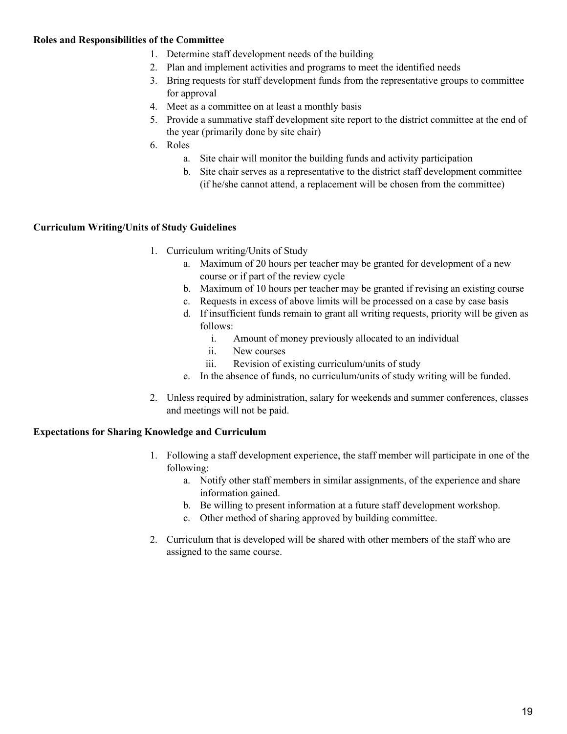**Roles and Responsibilities of the Committee**

1. Determine staff development needs of the building
2. Plan and implement activities and programs to meet the identified needs
3. Bring requests for staff development funds from the representative groups to committee for approval
4. Meet as a committee on at least a monthly basis
5. Provide a summative staff development site report to the district committee at the end of the year (primarily done by site chair)
6. Roles
    a. Site chair will monitor the building funds and activity participation
    b. Site chair serves as a representative to the district staff development committee (if he/she cannot attend, a replacement will be chosen from the committee)

**Curriculum Writing/Units of Study Guidelines**

1. Curriculum writing/Units of Study
    a. Maximum of 20 hours per teacher may be granted for development of a new course or if part of the review cycle
    b. Maximum of 10 hours per teacher may be granted if revising an existing course
    c. Requests in excess of above limits will be processed on a case by case basis
    d. If insufficient funds remain to grant all writing requests, priority will be given as follows:
        i. Amount of money previously allocated to an individual
        ii. New courses
        iii. Revision of existing curriculum/units of study
    e. In the absence of funds, no curriculum/units of study writing will be funded.
2. Unless required by administration, salary for weekends and summer conferences, classes and meetings will not be paid.

**Expectations for Sharing Knowledge and Curriculum**

1. Following a staff development experience, the staff member will participate in one of the following:
    a. Notify other staff members in similar assignments, of the experience and share information gained.
    b. Be willing to present information at a future staff development workshop.
    c. Other method of sharing approved by building committee.
2. Curriculum that is developed will be shared with other members of the staff who are assigned to the same course.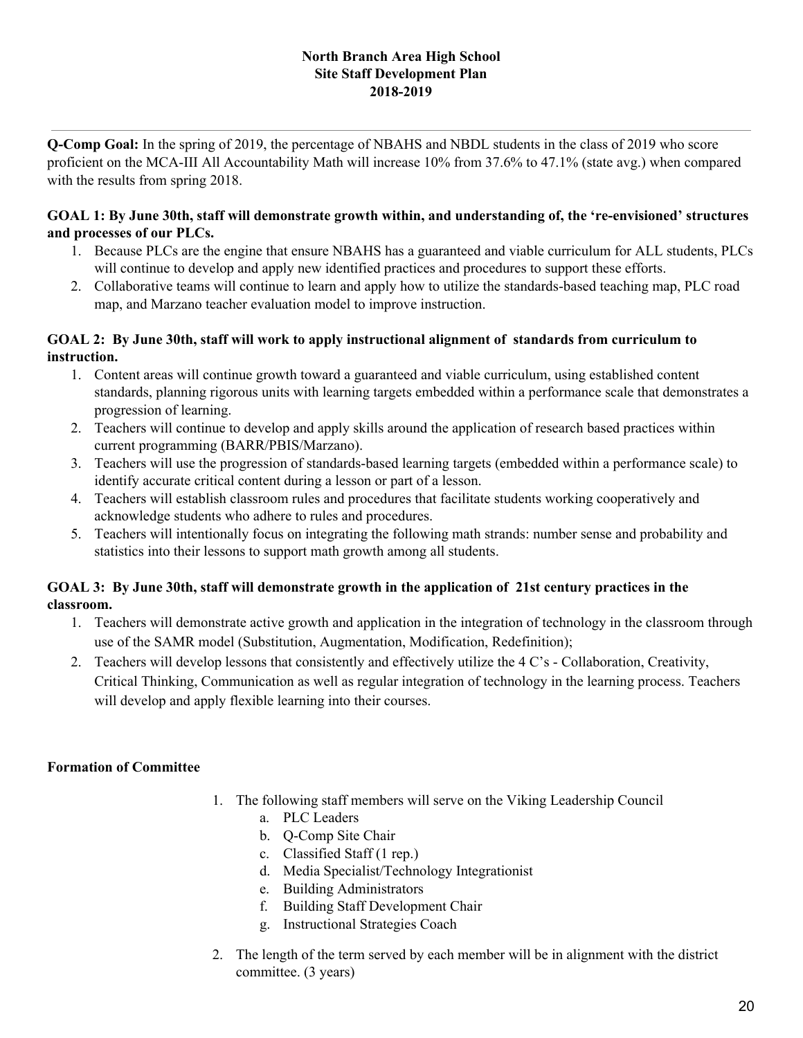# North Branch Area High School
## Site Staff Development Plan
## 2018-2019

---

**Q-Comp Goal:** In the spring of 2019, the percentage of NBAHS and NBDL students in the class of 2019 who score proficient on the MCA-III All Accountability Math will increase 10% from 37.6% to 47.1% (state avg.) when compared with the results from spring 2018.

**GOAL 1: By June 30th, staff will demonstrate growth within, and understanding of, the 're-envisioned' structures and processes of our PLCs.**

1. Because PLCs are the engine that ensure NBAHS has a guaranteed and viable curriculum for ALL students, PLCs will continue to develop and apply new identified practices and procedures to support these efforts.
2. Collaborative teams will continue to learn and apply how to utilize the standards-based teaching map, PLC road map, and Marzano teacher evaluation model to improve instruction.

**GOAL 2: By June 30th, staff will work to apply instructional alignment of standards from curriculum to instruction.**

1. Content areas will continue growth toward a guaranteed and viable curriculum, using established content standards, planning rigorous units with learning targets embedded within a performance scale that demonstrates a progression of learning.
2. Teachers will continue to develop and apply skills around the application of research based practices within current programming (BARR/PBIS/Marzano).
3. Teachers will use the progression of standards-based learning targets (embedded within a performance scale) to identify accurate critical content during a lesson or part of a lesson.
4. Teachers will establish classroom rules and procedures that facilitate students working cooperatively and acknowledge students who adhere to rules and procedures.
5. Teachers will intentionally focus on integrating the following math strands: number sense and probability and statistics into their lessons to support math growth among all students.

**GOAL 3: By June 30th, staff will demonstrate growth in the application of 21st century practices in the classroom.**

1. Teachers will demonstrate active growth and application in the integration of technology in the classroom through use of the SAMR model (Substitution, Augmentation, Modification, Redefinition);
2. Teachers will develop lessons that consistently and effectively utilize the 4 C's - Collaboration, Creativity, Critical Thinking, Communication as well as regular integration of technology in the learning process. Teachers will develop and apply flexible learning into their courses.

**Formation of Committee**

1. The following staff members will serve on the Viking Leadership Council
   a. PLC Leaders
   b. Q-Comp Site Chair
   c. Classified Staff (1 rep.)
   d. Media Specialist/Technology Integrationist
   e. Building Administrators
   f. Building Staff Development Chair
   g. Instructional Strategies Coach
2. The length of the term served by each member will be in alignment with the district committee. (3 years)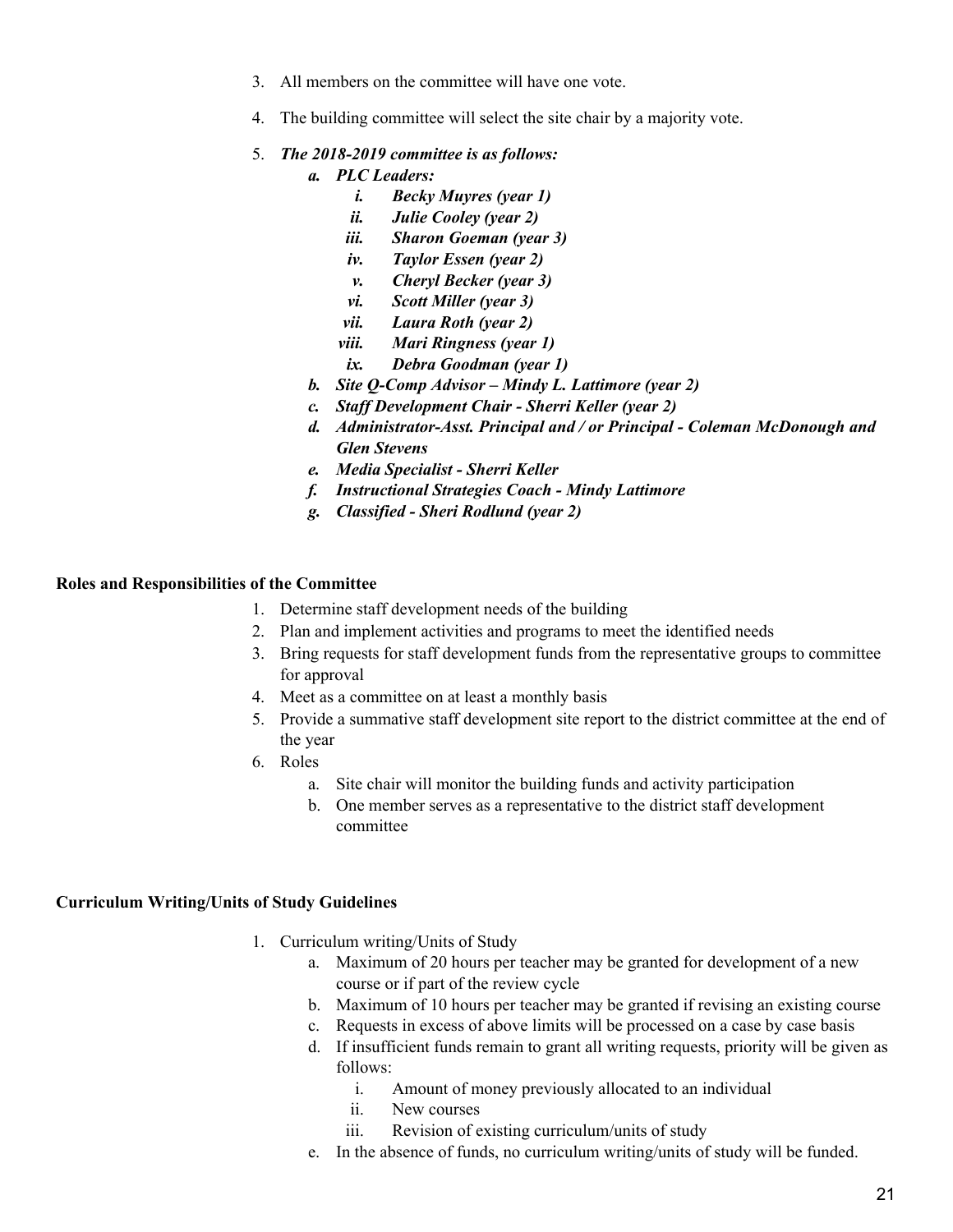3. All members on the committee will have one vote.
4. The building committee will select the site chair by a majority vote.
5. ***The 2018-2019 committee is as follows:***
    a. ***PLC Leaders:***
        i. ***Becky Muyres (year 1)***
        ii. ***Julie Cooley (year 2)***
        iii. ***Sharon Goeman (year 3)***
        iv. ***Taylor Essen (year 2)***
        v. ***Cheryl Becker (year 3)***
        vi. ***Scott Miller (year 3)***
        vii. ***Laura Roth (year 2)***
        viii. ***Mari Ringness (year 1)***
        ix. ***Debra Goodman (year 1)***
    b. ***Site Q-Comp Advisor – Mindy L. Lattimore (year 2)***
    c. ***Staff Development Chair - Sherri Keller (year 2)***
    d. ***Administrator-Asst. Principal and / or Principal - Coleman McDonough and Glen Stevens***
    e. ***Media Specialist - Sherri Keller***
    f. ***Instructional Strategies Coach - Mindy Lattimore***
    g. ***Classified - Sheri Rodlund (year 2)***

**Roles and Responsibilities of the Committee**

1. Determine staff development needs of the building
2. Plan and implement activities and programs to meet the identified needs
3. Bring requests for staff development funds from the representative groups to committee for approval
4. Meet as a committee on at least a monthly basis
5. Provide a summative staff development site report to the district committee at the end of the year
6. Roles
    a. Site chair will monitor the building funds and activity participation
    b. One member serves as a representative to the district staff development committee

**Curriculum Writing/Units of Study Guidelines**

1. Curriculum writing/Units of Study
    a. Maximum of 20 hours per teacher may be granted for development of a new course or if part of the review cycle
    b. Maximum of 10 hours per teacher may be granted if revising an existing course
    c. Requests in excess of above limits will be processed on a case by case basis
    d. If insufficient funds remain to grant all writing requests, priority will be given as follows:
        i. Amount of money previously allocated to an individual
        ii. New courses
        iii. Revision of existing curriculum/units of study
    e. In the absence of funds, no curriculum writing/units of study will be funded.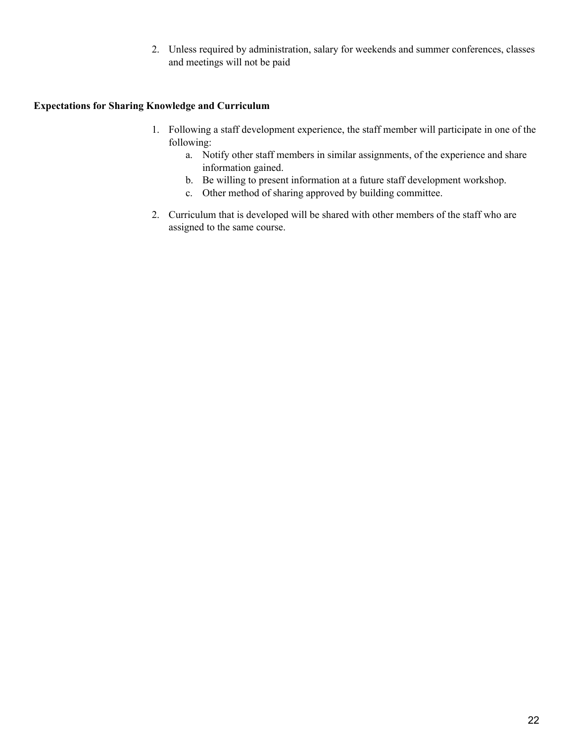2. Unless required by administration, salary for weekends and summer conferences, classes and meetings will not be paid

**Expectations for Sharing Knowledge and Curriculum**

1. Following a staff development experience, the staff member will participate in one of the following:
    a. Notify other staff members in similar assignments, of the experience and share information gained.
    b. Be willing to present information at a future staff development workshop.
    c. Other method of sharing approved by building committee.

2. Curriculum that is developed will be shared with other members of the staff who are assigned to the same course.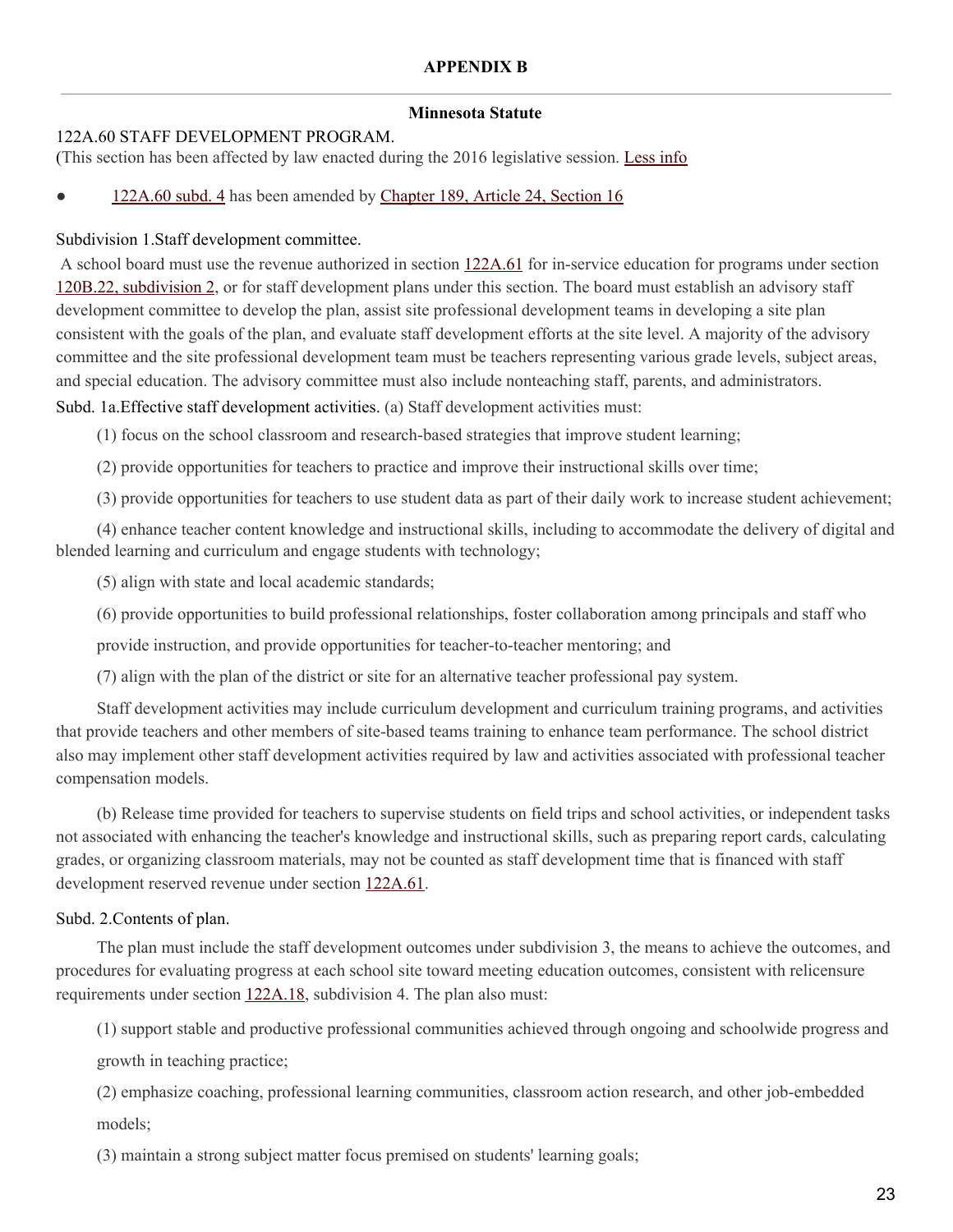**APPENDIX B**

---

**Minnesota Statute**

122A.60 STAFF DEVELOPMENT PROGRAM.

(This section has been affected by law enacted during the 2016 legislative session. Less info

- 122A.60 subd. 4 has been amended by Chapter 189, Article 24, Section 16

Subdivision 1.Staff development committee.

A school board must use the revenue authorized in section 122A.61 for in-service education for programs under section 120B.22, subdivision 2, or for staff development plans under this section. The board must establish an advisory staff development committee to develop the plan, assist site professional development teams in developing a site plan consistent with the goals of the plan, and evaluate staff development efforts at the site level. A majority of the advisory committee and the site professional development team must be teachers representing various grade levels, subject areas, and special education. The advisory committee must also include nonteaching staff, parents, and administrators.

Subd. 1a.Effective staff development activities. (a) Staff development activities must:

(1) focus on the school classroom and research-based strategies that improve student learning;

(2) provide opportunities for teachers to practice and improve their instructional skills over time;

(3) provide opportunities for teachers to use student data as part of their daily work to increase student achievement;

(4) enhance teacher content knowledge and instructional skills, including to accommodate the delivery of digital and blended learning and curriculum and engage students with technology;

(5) align with state and local academic standards;

(6) provide opportunities to build professional relationships, foster collaboration among principals and staff who provide instruction, and provide opportunities for teacher-to-teacher mentoring; and

(7) align with the plan of the district or site for an alternative teacher professional pay system.

Staff development activities may include curriculum development and curriculum training programs, and activities that provide teachers and other members of site-based teams training to enhance team performance. The school district also may implement other staff development activities required by law and activities associated with professional teacher compensation models.

(b) Release time provided for teachers to supervise students on field trips and school activities, or independent tasks not associated with enhancing the teacher's knowledge and instructional skills, such as preparing report cards, calculating grades, or organizing classroom materials, may not be counted as staff development time that is financed with staff development reserved revenue under section 122A.61.

Subd. 2.Contents of plan.

The plan must include the staff development outcomes under subdivision 3, the means to achieve the outcomes, and procedures for evaluating progress at each school site toward meeting education outcomes, consistent with relicensure requirements under section 122A.18, subdivision 4. The plan also must:

(1) support stable and productive professional communities achieved through ongoing and schoolwide progress and growth in teaching practice;

(2) emphasize coaching, professional learning communities, classroom action research, and other job-embedded models;

(3) maintain a strong subject matter focus premised on students' learning goals;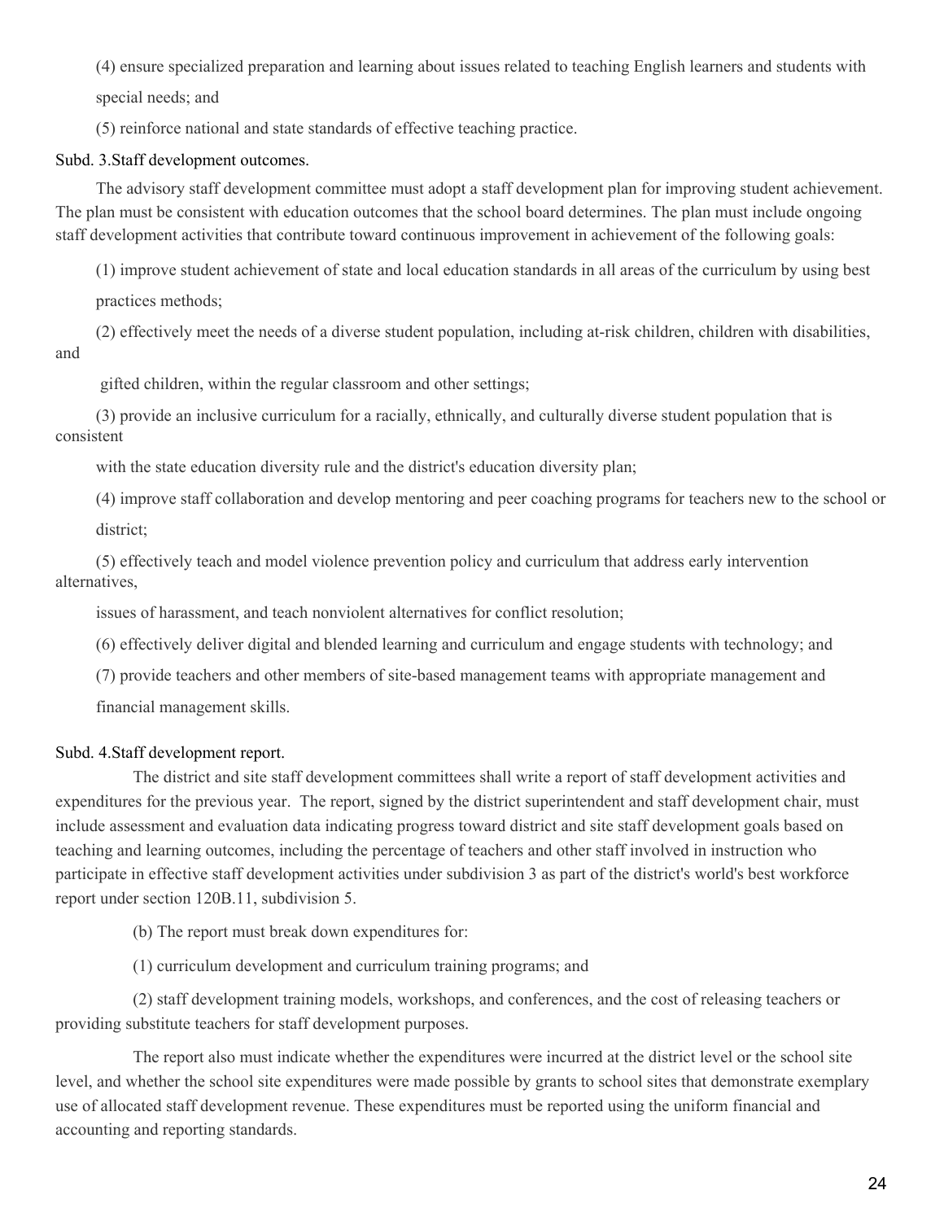(4) ensure specialized preparation and learning about issues related to teaching English learners and students with special needs; and

(5) reinforce national and state standards of effective teaching practice.

Subd. 3.Staff development outcomes.

The advisory staff development committee must adopt a staff development plan for improving student achievement. The plan must be consistent with education outcomes that the school board determines. The plan must include ongoing staff development activities that contribute toward continuous improvement in achievement of the following goals:

(1) improve student achievement of state and local education standards in all areas of the curriculum by using best practices methods;

(2) effectively meet the needs of a diverse student population, including at-risk children, children with disabilities, and gifted children, within the regular classroom and other settings;

(3) provide an inclusive curriculum for a racially, ethnically, and culturally diverse student population that is consistent with the state education diversity rule and the district's education diversity plan;

(4) improve staff collaboration and develop mentoring and peer coaching programs for teachers new to the school or district;

(5) effectively teach and model violence prevention policy and curriculum that address early intervention alternatives, issues of harassment, and teach nonviolent alternatives for conflict resolution;

(6) effectively deliver digital and blended learning and curriculum and engage students with technology; and

(7) provide teachers and other members of site-based management teams with appropriate management and financial management skills.

Subd. 4.Staff development report.

The district and site staff development committees shall write a report of staff development activities and expenditures for the previous year. The report, signed by the district superintendent and staff development chair, must include assessment and evaluation data indicating progress toward district and site staff development goals based on teaching and learning outcomes, including the percentage of teachers and other staff involved in instruction who participate in effective staff development activities under subdivision 3 as part of the district's world's best workforce report under section 120B.11, subdivision 5.

(b) The report must break down expenditures for:

(1) curriculum development and curriculum training programs; and

(2) staff development training models, workshops, and conferences, and the cost of releasing teachers or providing substitute teachers for staff development purposes.

The report also must indicate whether the expenditures were incurred at the district level or the school site level, and whether the school site expenditures were made possible by grants to school sites that demonstrate exemplary use of allocated staff development revenue. These expenditures must be reported using the uniform financial and accounting and reporting standards.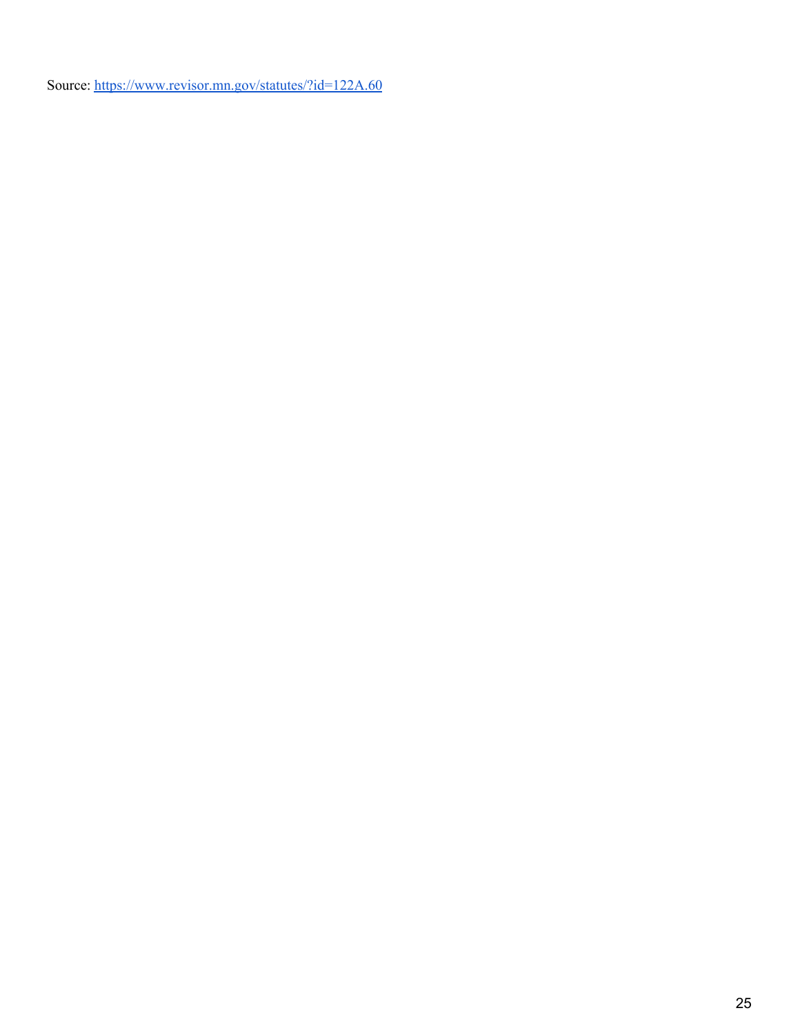Source: [https://www.revisor.mn.gov/statutes/?id=122A.60](https://www.revisor.mn.gov/statutes/?id=122A.60)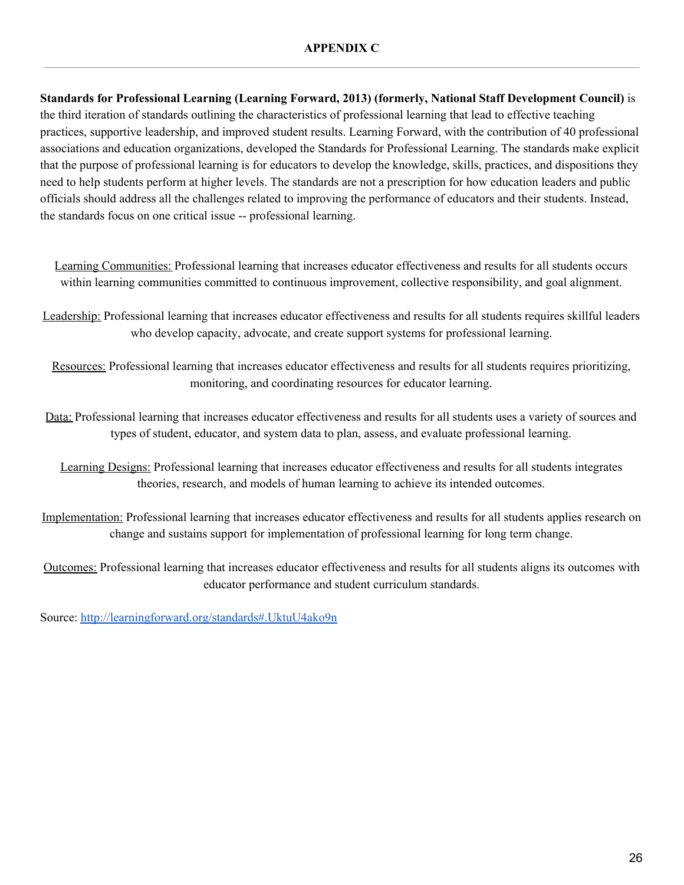## APPENDIX C

**Standards for Professional Learning (Learning Forward, 2013) (formerly, National Staff Development Council)** is the third iteration of standards outlining the characteristics of professional learning that lead to effective teaching practices, supportive leadership, and improved student results. Learning Forward, with the contribution of 40 professional associations and education organizations, developed the Standards for Professional Learning. The standards make explicit that the purpose of professional learning is for educators to develop the knowledge, skills, practices, and dispositions they need to help students perform at higher levels. The standards are not a prescription for how education leaders and public officials should address all the challenges related to improving the performance of educators and their students. Instead, the standards focus on one critical issue -- professional learning.

Learning Communities: Professional learning that increases educator effectiveness and results for all students occurs within learning communities committed to continuous improvement, collective responsibility, and goal alignment.

Leadership: Professional learning that increases educator effectiveness and results for all students requires skillful leaders who develop capacity, advocate, and create support systems for professional learning.

Resources: Professional learning that increases educator effectiveness and results for all students requires prioritizing, monitoring, and coordinating resources for educator learning.

Data: Professional learning that increases educator effectiveness and results for all students uses a variety of sources and types of student, educator, and system data to plan, assess, and evaluate professional learning.

Learning Designs: Professional learning that increases educator effectiveness and results for all students integrates theories, research, and models of human learning to achieve its intended outcomes.

Implementation: Professional learning that increases educator effectiveness and results for all students applies research on change and sustains support for implementation of professional learning for long term change.

Outcomes: Professional learning that increases educator effectiveness and results for all students aligns its outcomes with educator performance and student curriculum standards.

Source: http://learningforward.org/standards#.UktuU4ako9n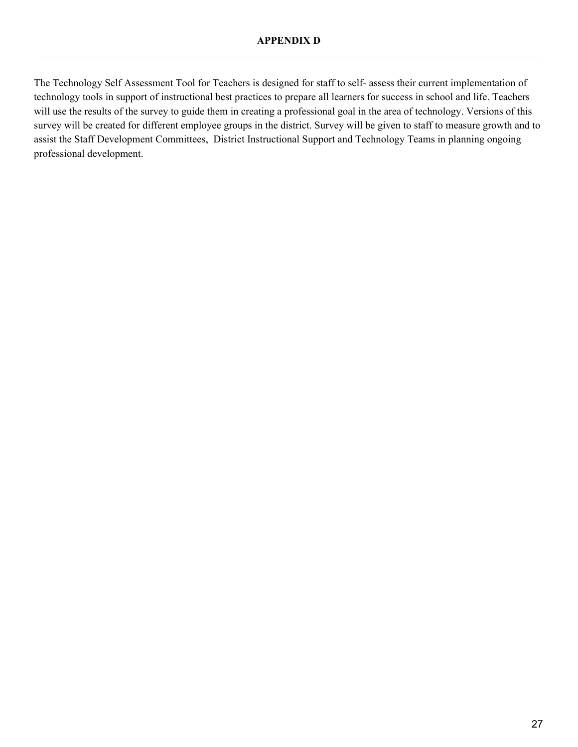## APPENDIX D

The Technology Self Assessment Tool for Teachers is designed for staff to self- assess their current implementation of technology tools in support of instructional best practices to prepare all learners for success in school and life. Teachers will use the results of the survey to guide them in creating a professional goal in the area of technology. Versions of this survey will be created for different employee groups in the district. Survey will be given to staff to measure growth and to assist the Staff Development Committees, District Instructional Support and Technology Teams in planning ongoing professional development.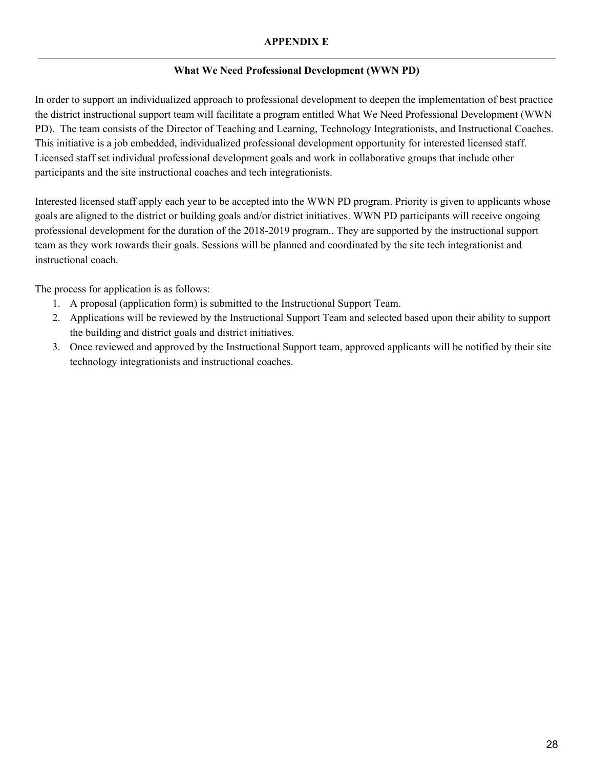# APPENDIX E

---

## What We Need Professional Development (WWN PD)

In order to support an individualized approach to professional development to deepen the implementation of best practice the district instructional support team will facilitate a program entitled What We Need Professional Development (WWN PD). The team consists of the Director of Teaching and Learning, Technology Integrationists, and Instructional Coaches. This initiative is a job embedded, individualized professional development opportunity for interested licensed staff. Licensed staff set individual professional development goals and work in collaborative groups that include other participants and the site instructional coaches and tech integrationists.

Interested licensed staff apply each year to be accepted into the WWN PD program. Priority is given to applicants whose goals are aligned to the district or building goals and/or district initiatives. WWN PD participants will receive ongoing professional development for the duration of the 2018-2019 program.. They are supported by the instructional support team as they work towards their goals. Sessions will be planned and coordinated by the site tech integrationist and instructional coach.

The process for application is as follows:

1. A proposal (application form) is submitted to the Instructional Support Team.
2. Applications will be reviewed by the Instructional Support Team and selected based upon their ability to support the building and district goals and district initiatives.
3. Once reviewed and approved by the Instructional Support team, approved applicants will be notified by their site technology integrationists and instructional coaches.